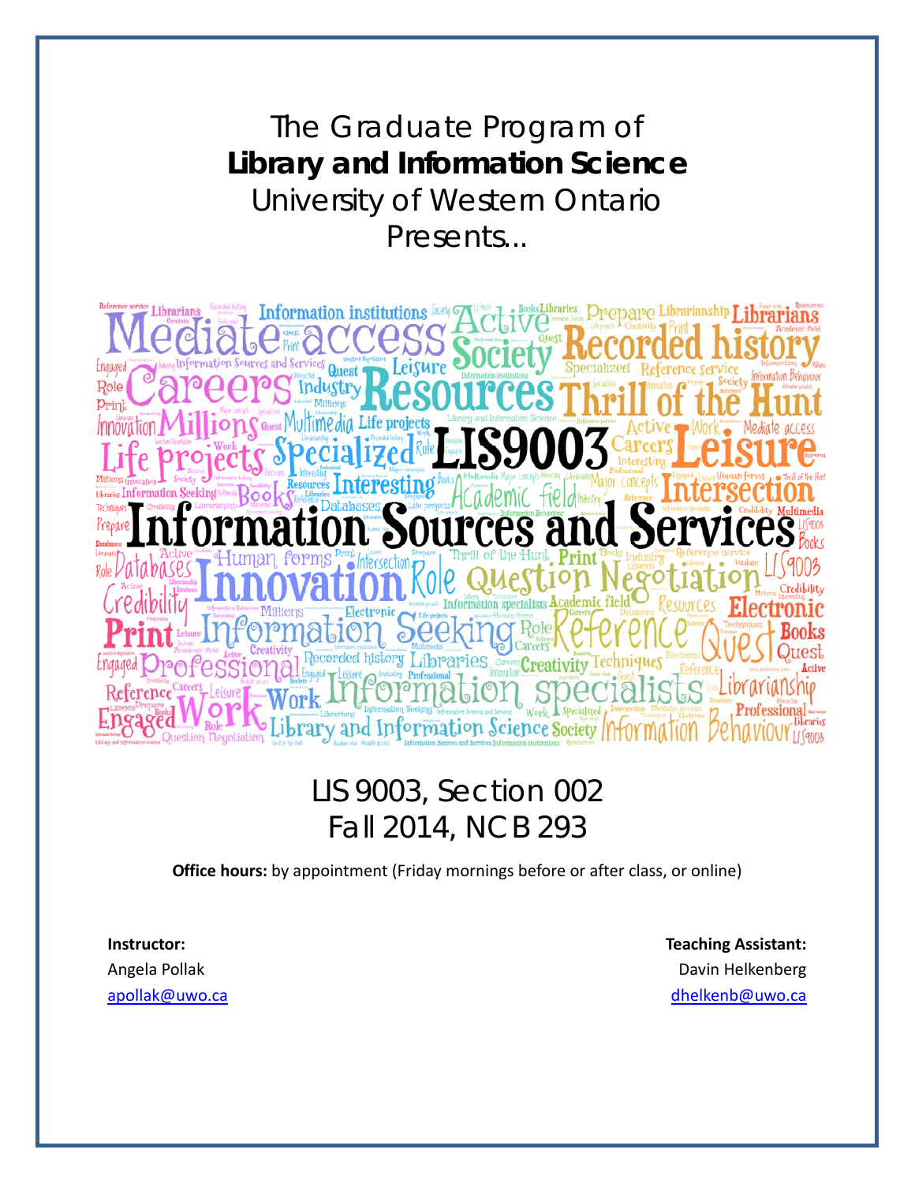The Graduate Program of

**Library and Information Science**

University of Western Ontario

Presents...

# LIS9003 Information Sources and Services

LIS 9003, Section 002

Fall 2014, NCB 293

**Office hours:** by appointment (Friday mornings before or after class, or online)

**Instructor:**
Angela Pollak
apollak@uwo.ca

**Teaching Assistant:**
Davin Helkenberg
dhelkenb@uwo.ca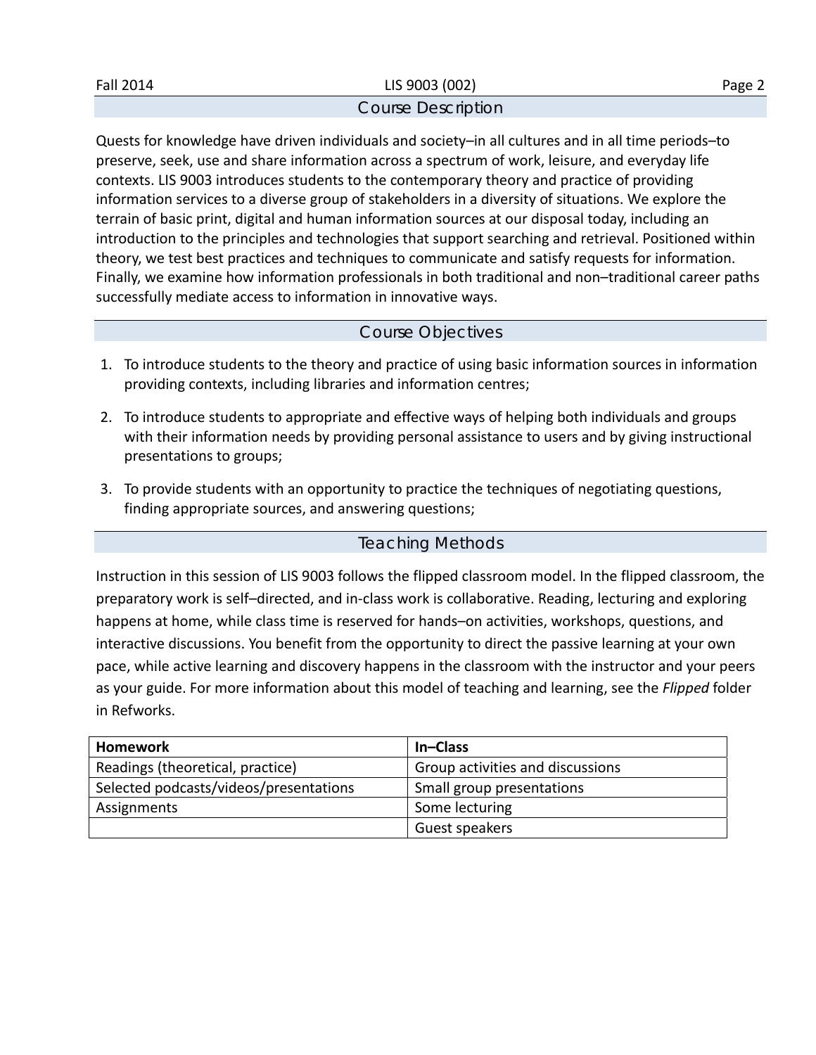## Course Description

Quests for knowledge have driven individuals and society–in all cultures and in all time periods–to preserve, seek, use and share information across a spectrum of work, leisure, and everyday life contexts. LIS 9003 introduces students to the contemporary theory and practice of providing information services to a diverse group of stakeholders in a diversity of situations. We explore the terrain of basic print, digital and human information sources at our disposal today, including an introduction to the principles and technologies that support searching and retrieval. Positioned within theory, we test best practices and techniques to communicate and satisfy requests for information. Finally, we examine how information professionals in both traditional and non–traditional career paths successfully mediate access to information in innovative ways.

## Course Objectives

1. To introduce students to the theory and practice of using basic information sources in information providing contexts, including libraries and information centres;
2. To introduce students to appropriate and effective ways of helping both individuals and groups with their information needs by providing personal assistance to users and by giving instructional presentations to groups;
3. To provide students with an opportunity to practice the techniques of negotiating questions, finding appropriate sources, and answering questions;

## Teaching Methods

Instruction in this session of LIS 9003 follows the flipped classroom model. In the flipped classroom, the preparatory work is self–directed, and in-class work is collaborative. Reading, lecturing and exploring happens at home, while class time is reserved for hands–on activities, workshops, questions, and interactive discussions. You benefit from the opportunity to direct the passive learning at your own pace, while active learning and discovery happens in the classroom with the instructor and your peers as your guide. For more information about this model of teaching and learning, see the *Flipped* folder in Refworks.

| **Homework** | **In–Class** |
|---|---|
| Readings (theoretical, practice) | Group activities and discussions |
| Selected podcasts/videos/presentations | Small group presentations |
| Assignments | Some lecturing |
| | Guest speakers |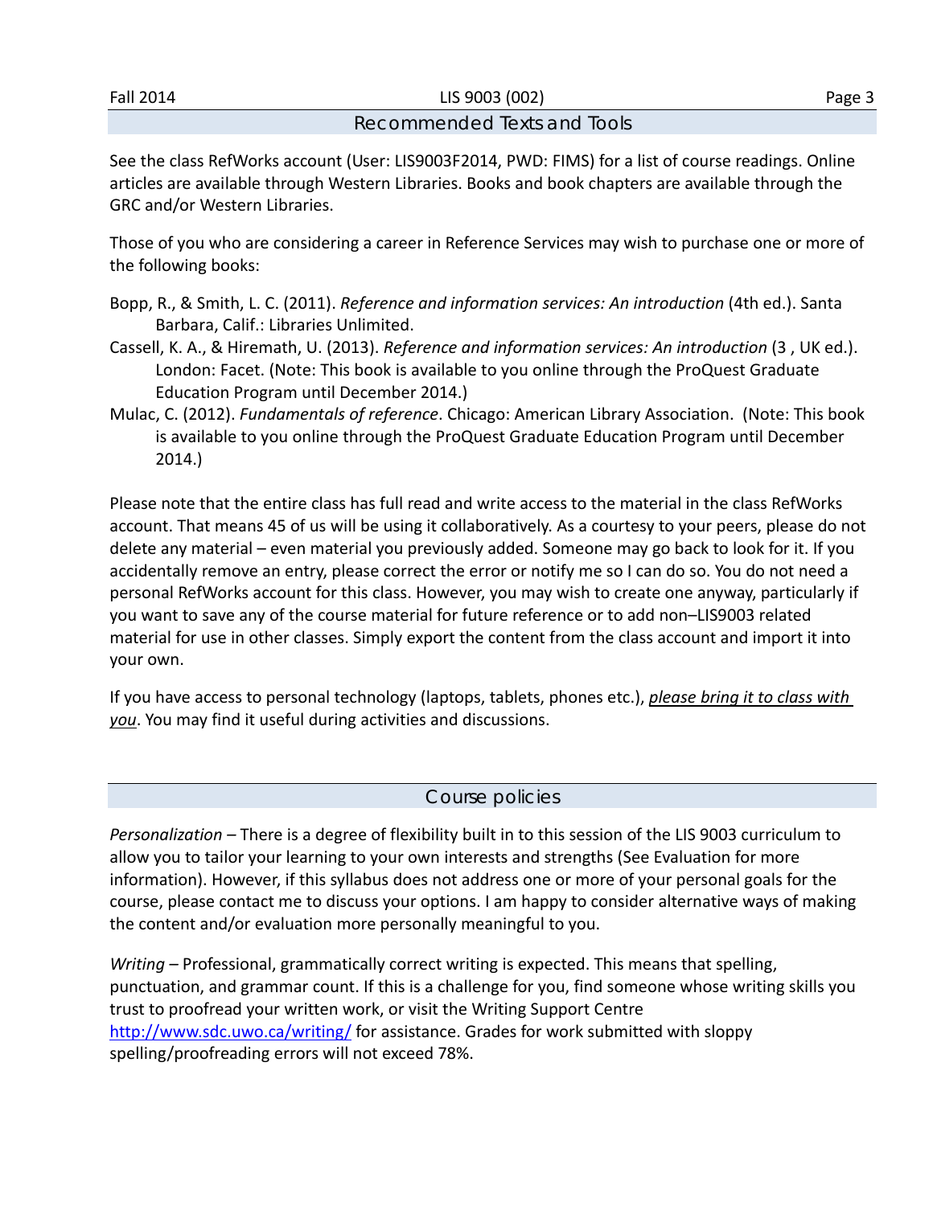## Recommended Texts and Tools

See the class RefWorks account (User: LIS9003F2014, PWD: FIMS) for a list of course readings. Online articles are available through Western Libraries. Books and book chapters are available through the GRC and/or Western Libraries.

Those of you who are considering a career in Reference Services may wish to purchase one or more of the following books:

Bopp, R., & Smith, L. C. (2011). *Reference and information services: An introduction* (4th ed.). Santa Barbara, Calif.: Libraries Unlimited.

Cassell, K. A., & Hiremath, U. (2013). *Reference and information services: An introduction* (3 , UK ed.). London: Facet. (Note: This book is available to you online through the ProQuest Graduate Education Program until December 2014.)

Mulac, C. (2012). *Fundamentals of reference*. Chicago: American Library Association. (Note: This book is available to you online through the ProQuest Graduate Education Program until December 2014.)

Please note that the entire class has full read and write access to the material in the class RefWorks account. That means 45 of us will be using it collaboratively. As a courtesy to your peers, please do not delete any material – even material you previously added. Someone may go back to look for it. If you accidentally remove an entry, please correct the error or notify me so I can do so. You do not need a personal RefWorks account for this class. However, you may wish to create one anyway, particularly if you want to save any of the course material for future reference or to add non–LIS9003 related material for use in other classes. Simply export the content from the class account and import it into your own.

If you have access to personal technology (laptops, tablets, phones etc.), *please bring it to class with you*. You may find it useful during activities and discussions.

## Course policies

*Personalization* – There is a degree of flexibility built in to this session of the LIS 9003 curriculum to allow you to tailor your learning to your own interests and strengths (See Evaluation for more information). However, if this syllabus does not address one or more of your personal goals for the course, please contact me to discuss your options. I am happy to consider alternative ways of making the content and/or evaluation more personally meaningful to you.

*Writing* – Professional, grammatically correct writing is expected. This means that spelling, punctuation, and grammar count. If this is a challenge for you, find someone whose writing skills you trust to proofread your written work, or visit the Writing Support Centre http://www.sdc.uwo.ca/writing/ for assistance. Grades for work submitted with sloppy spelling/proofreading errors will not exceed 78%.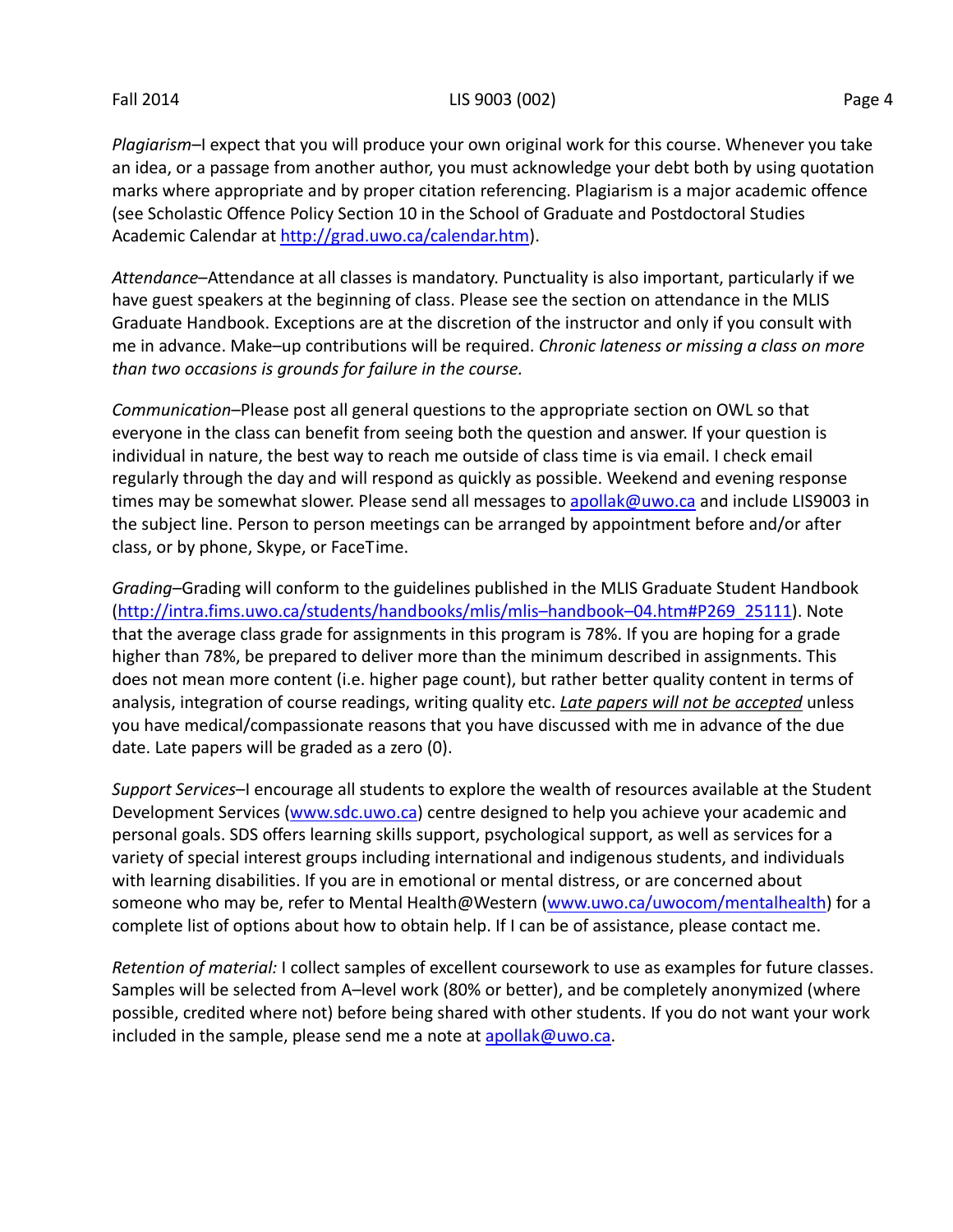*Plagiarism*–I expect that you will produce your own original work for this course. Whenever you take an idea, or a passage from another author, you must acknowledge your debt both by using quotation marks where appropriate and by proper citation referencing. Plagiarism is a major academic offence (see Scholastic Offence Policy Section 10 in the School of Graduate and Postdoctoral Studies Academic Calendar at [http://grad.uwo.ca/calendar.htm](http://grad.uwo.ca/calendar.htm)).

*Attendance*–Attendance at all classes is mandatory. Punctuality is also important, particularly if we have guest speakers at the beginning of class. Please see the section on attendance in the MLIS Graduate Handbook. Exceptions are at the discretion of the instructor and only if you consult with me in advance. Make–up contributions will be required. *Chronic lateness or missing a class on more than two occasions is grounds for failure in the course.*

*Communication*–Please post all general questions to the appropriate section on OWL so that everyone in the class can benefit from seeing both the question and answer. If your question is individual in nature, the best way to reach me outside of class time is via email. I check email regularly through the day and will respond as quickly as possible. Weekend and evening response times may be somewhat slower. Please send all messages to [apollak@uwo.ca](mailto:apollak@uwo.ca) and include LIS9003 in the subject line. Person to person meetings can be arranged by appointment before and/or after class, or by phone, Skype, or FaceTime.

*Grading*–Grading will conform to the guidelines published in the MLIS Graduate Student Handbook ([http://intra.fims.uwo.ca/students/handbooks/mlis/mlis–handbook–04.htm#P269_25111](http://intra.fims.uwo.ca/students/handbooks/mlis/mlis–handbook–04.htm#P269_25111)). Note that the average class grade for assignments in this program is 78%. If you are hoping for a grade higher than 78%, be prepared to deliver more than the minimum described in assignments. This does not mean more content (i.e. higher page count), but rather better quality content in terms of analysis, integration of course readings, writing quality etc. ***Late papers will not be accepted*** unless you have medical/compassionate reasons that you have discussed with me in advance of the due date. Late papers will be graded as a zero (0).

*Support Services*–I encourage all students to explore the wealth of resources available at the Student Development Services ([www.sdc.uwo.ca](http://www.sdc.uwo.ca)) centre designed to help you achieve your academic and personal goals. SDS offers learning skills support, psychological support, as well as services for a variety of special interest groups including international and indigenous students, and individuals with learning disabilities. If you are in emotional or mental distress, or are concerned about someone who may be, refer to Mental Health@Western ([www.uwo.ca/uwocom/mentalhealth](http://www.uwo.ca/uwocom/mentalhealth)) for a complete list of options about how to obtain help. If I can be of assistance, please contact me.

*Retention of material:* I collect samples of excellent coursework to use as examples for future classes. Samples will be selected from A–level work (80% or better), and be completely anonymized (where possible, credited where not) before being shared with other students. If you do not want your work included in the sample, please send me a note at [apollak@uwo.ca](mailto:apollak@uwo.ca).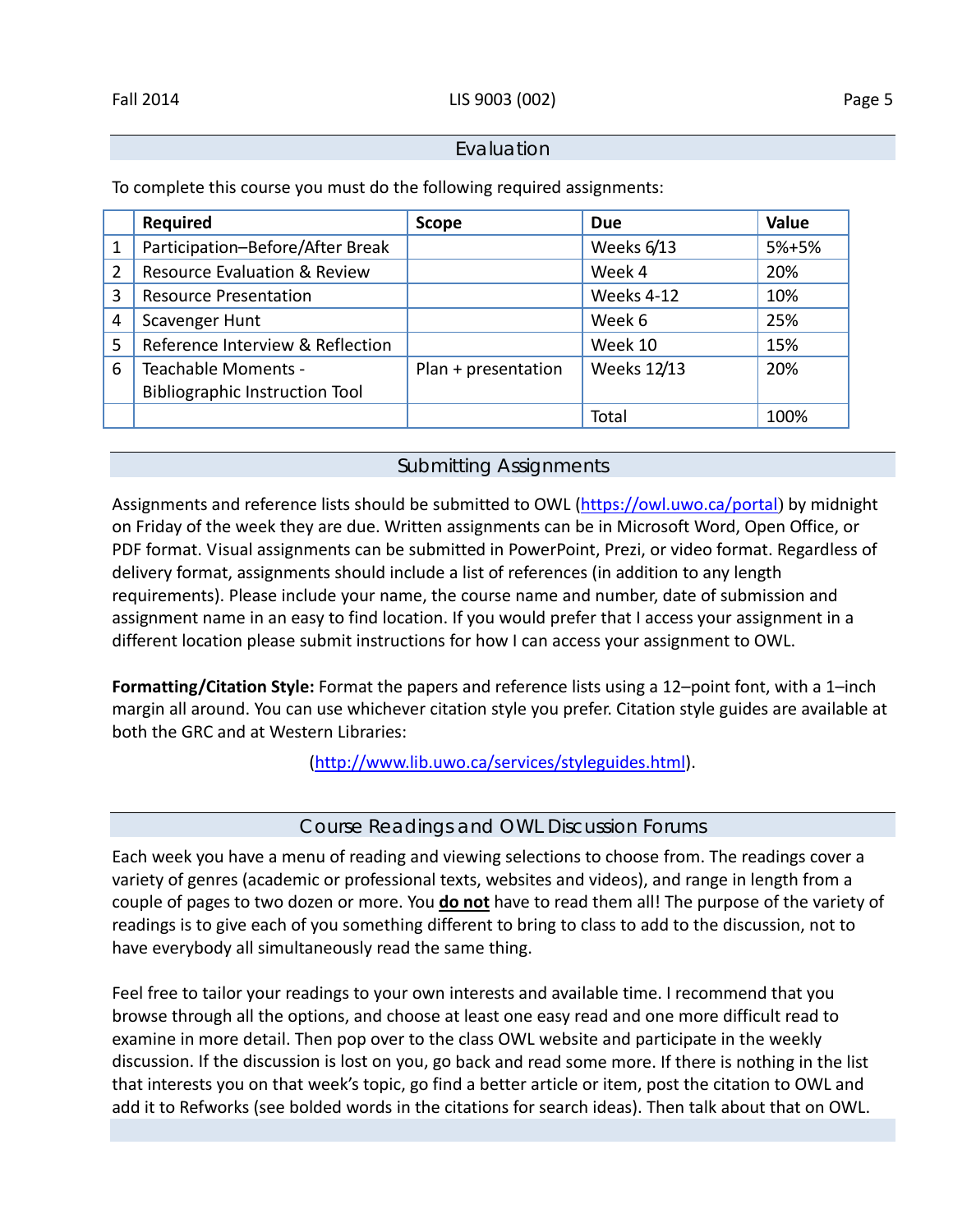## Evaluation

To complete this course you must do the following required assignments:

| | Required | Scope | Due | Value |
|---|---|---|---|---|
| 1 | Participation–Before/After Break | | Weeks 6/13 | 5%+5% |
| 2 | Resource Evaluation & Review | | Week 4 | 20% |
| 3 | Resource Presentation | | Weeks 4-12 | 10% |
| 4 | Scavenger Hunt | | Week 6 | 25% |
| 5 | Reference Interview & Reflection | | Week 10 | 15% |
| 6 | Teachable Moments - Bibliographic Instruction Tool | Plan + presentation | Weeks 12/13 | 20% |
| | | | Total | 100% |

## Submitting Assignments

Assignments and reference lists should be submitted to OWL (https://owl.uwo.ca/portal) by midnight on Friday of the week they are due. Written assignments can be in Microsoft Word, Open Office, or PDF format. Visual assignments can be submitted in PowerPoint, Prezi, or video format. Regardless of delivery format, assignments should include a list of references (in addition to any length requirements). Please include your name, the course name and number, date of submission and assignment name in an easy to find location. If you would prefer that I access your assignment in a different location please submit instructions for how I can access your assignment to OWL.

**Formatting/Citation Style:** Format the papers and reference lists using a 12–point font, with a 1–inch margin all around. You can use whichever citation style you prefer. Citation style guides are available at both the GRC and at Western Libraries:

(http://www.lib.uwo.ca/services/styleguides.html).

## Course Readings and OWL Discussion Forums

Each week you have a menu of reading and viewing selections to choose from. The readings cover a variety of genres (academic or professional texts, websites and videos), and range in length from a couple of pages to two dozen or more. You **do not** have to read them all! The purpose of the variety of readings is to give each of you something different to bring to class to add to the discussion, not to have everybody all simultaneously read the same thing.

Feel free to tailor your readings to your own interests and available time. I recommend that you browse through all the options, and choose at least one easy read and one more difficult read to examine in more detail. Then pop over to the class OWL website and participate in the weekly discussion. If the discussion is lost on you, go back and read some more. If there is nothing in the list that interests you on that week's topic, go find a better article or item, post the citation to OWL and add it to Refworks (see bolded words in the citations for search ideas). Then talk about that on OWL.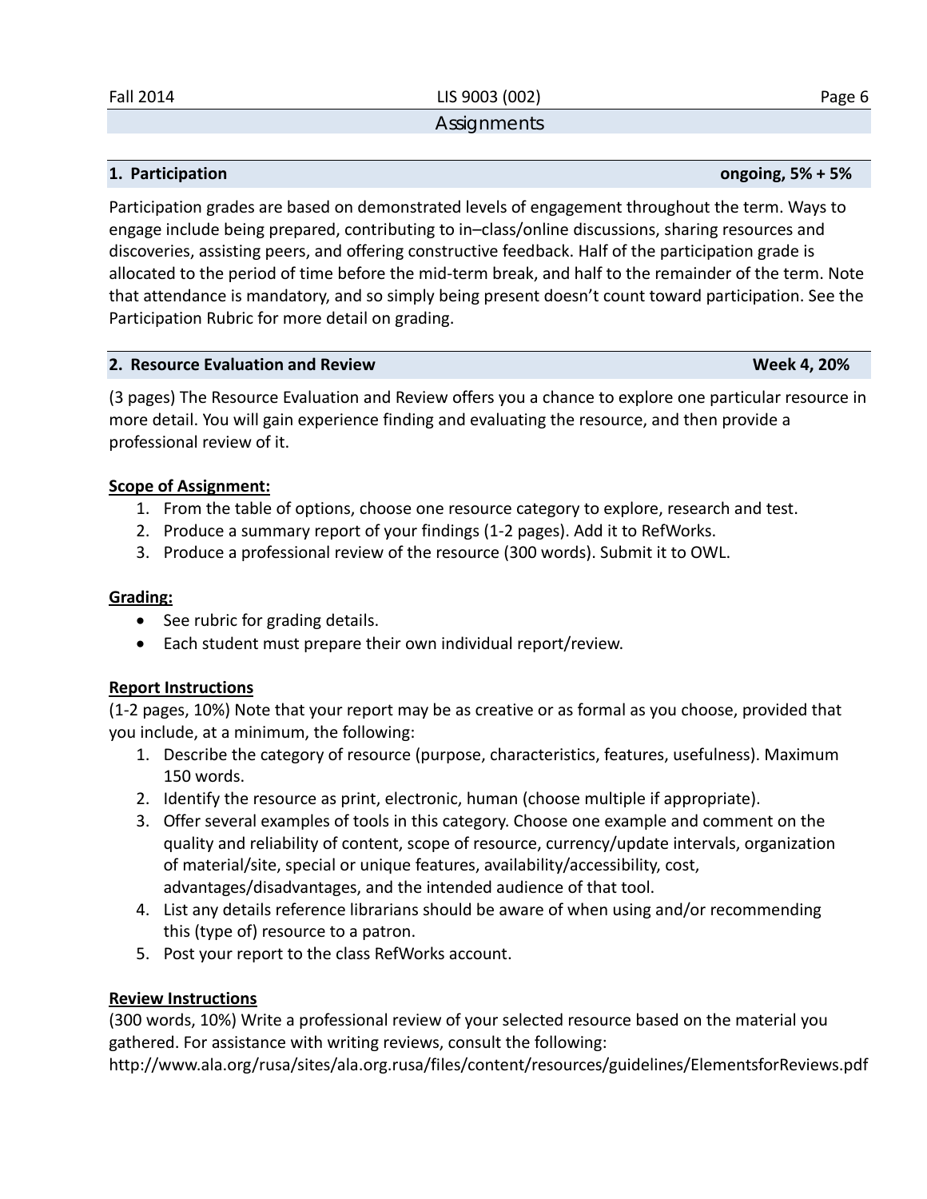## Assignments

### 1. Participation — ongoing, 5% + 5%

Participation grades are based on demonstrated levels of engagement throughout the term. Ways to engage include being prepared, contributing to in–class/online discussions, sharing resources and discoveries, assisting peers, and offering constructive feedback. Half of the participation grade is allocated to the period of time before the mid-term break, and half to the remainder of the term. Note that attendance is mandatory, and so simply being present doesn't count toward participation. See the Participation Rubric for more detail on grading.

### 2. Resource Evaluation and Review — Week 4, 20%

(3 pages) The Resource Evaluation and Review offers you a chance to explore one particular resource in more detail. You will gain experience finding and evaluating the resource, and then provide a professional review of it.

**Scope of Assignment:**

1. From the table of options, choose one resource category to explore, research and test.
2. Produce a summary report of your findings (1-2 pages). Add it to RefWorks.
3. Produce a professional review of the resource (300 words). Submit it to OWL.

**Grading:**

- See rubric for grading details.
- Each student must prepare their own individual report/review.

**Report Instructions**

(1-2 pages, 10%) Note that your report may be as creative or as formal as you choose, provided that you include, at a minimum, the following:

1. Describe the category of resource (purpose, characteristics, features, usefulness). Maximum 150 words.
2. Identify the resource as print, electronic, human (choose multiple if appropriate).
3. Offer several examples of tools in this category. Choose one example and comment on the quality and reliability of content, scope of resource, currency/update intervals, organization of material/site, special or unique features, availability/accessibility, cost, advantages/disadvantages, and the intended audience of that tool.
4. List any details reference librarians should be aware of when using and/or recommending this (type of) resource to a patron.
5. Post your report to the class RefWorks account.

**Review Instructions**

(300 words, 10%) Write a professional review of your selected resource based on the material you gathered. For assistance with writing reviews, consult the following:
http://www.ala.org/rusa/sites/ala.org.rusa/files/content/resources/guidelines/ElementsforReviews.pdf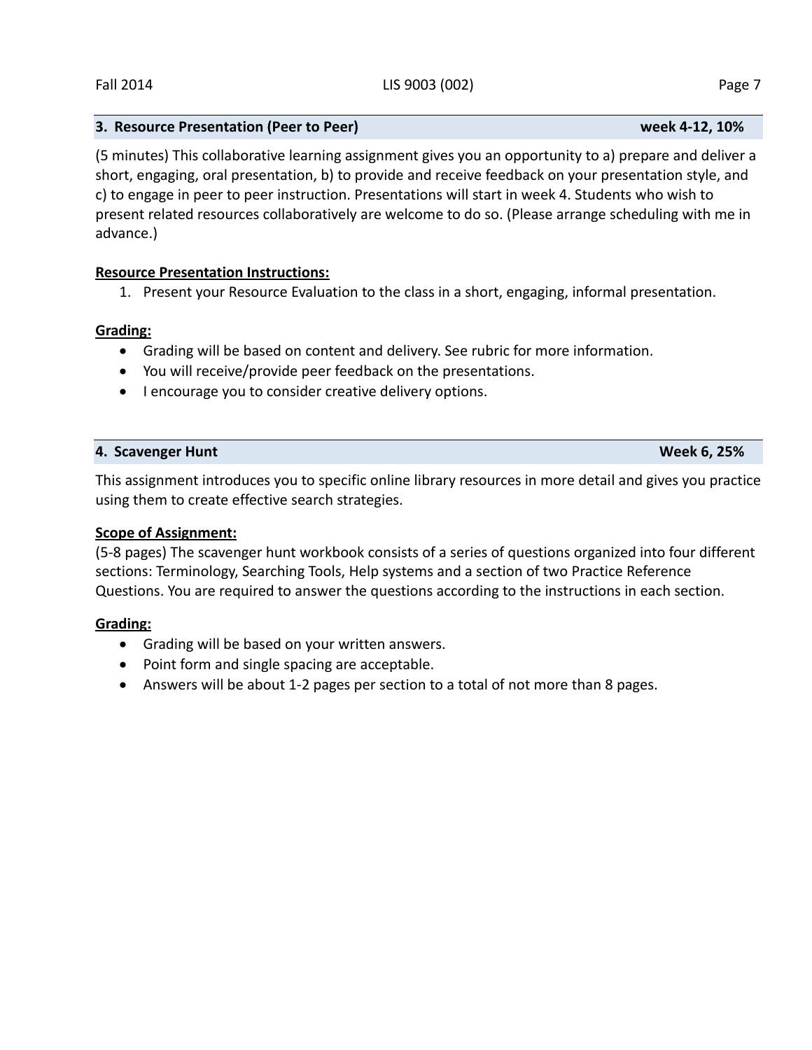### 3. Resource Presentation (Peer to Peer) — week 4-12, 10%

(5 minutes) This collaborative learning assignment gives you an opportunity to a) prepare and deliver a short, engaging, oral presentation, b) to provide and receive feedback on your presentation style, and c) to engage in peer to peer instruction. Presentations will start in week 4. Students who wish to present related resources collaboratively are welcome to do so. (Please arrange scheduling with me in advance.)

**Resource Presentation Instructions:**

1. Present your Resource Evaluation to the class in a short, engaging, informal presentation.

**Grading:**

- Grading will be based on content and delivery. See rubric for more information.
- You will receive/provide peer feedback on the presentations.
- I encourage you to consider creative delivery options.

### 4. Scavenger Hunt — Week 6, 25%

This assignment introduces you to specific online library resources in more detail and gives you practice using them to create effective search strategies.

**Scope of Assignment:**

(5-8 pages) The scavenger hunt workbook consists of a series of questions organized into four different sections: Terminology, Searching Tools, Help systems and a section of two Practice Reference Questions. You are required to answer the questions according to the instructions in each section.

**Grading:**

- Grading will be based on your written answers.
- Point form and single spacing are acceptable.
- Answers will be about 1-2 pages per section to a total of not more than 8 pages.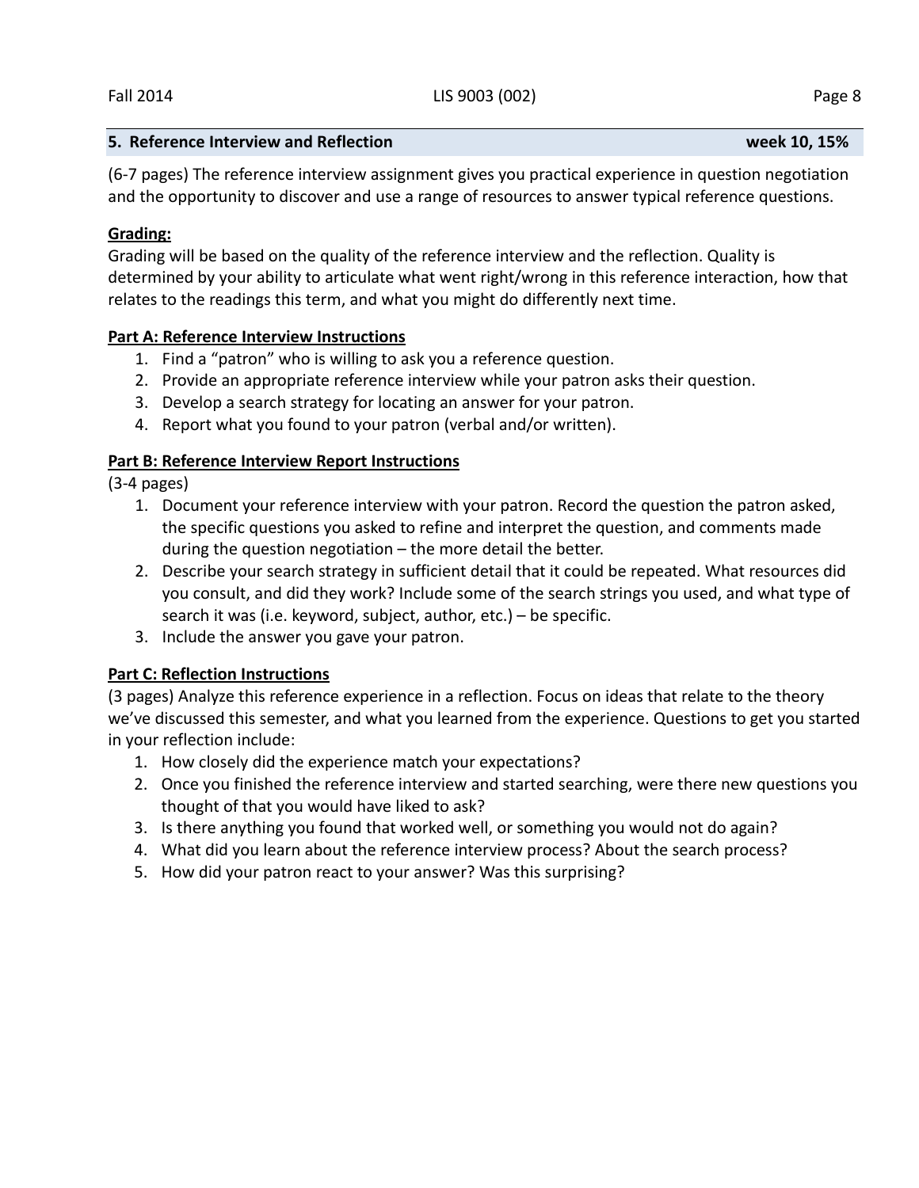## 5. Reference Interview and Reflection — week 10, 15%

(6-7 pages) The reference interview assignment gives you practical experience in question negotiation and the opportunity to discover and use a range of resources to answer typical reference questions.

**Grading:**
Grading will be based on the quality of the reference interview and the reflection. Quality is determined by your ability to articulate what went right/wrong in this reference interaction, how that relates to the readings this term, and what you might do differently next time.

**Part A: Reference Interview Instructions**

1. Find a "patron" who is willing to ask you a reference question.
2. Provide an appropriate reference interview while your patron asks their question.
3. Develop a search strategy for locating an answer for your patron.
4. Report what you found to your patron (verbal and/or written).

**Part B: Reference Interview Report Instructions**
(3-4 pages)

1. Document your reference interview with your patron. Record the question the patron asked, the specific questions you asked to refine and interpret the question, and comments made during the question negotiation – the more detail the better.
2. Describe your search strategy in sufficient detail that it could be repeated. What resources did you consult, and did they work? Include some of the search strings you used, and what type of search it was (i.e. keyword, subject, author, etc.) – be specific.
3. Include the answer you gave your patron.

**Part C: Reflection Instructions**
(3 pages) Analyze this reference experience in a reflection. Focus on ideas that relate to the theory we've discussed this semester, and what you learned from the experience. Questions to get you started in your reflection include:

1. How closely did the experience match your expectations?
2. Once you finished the reference interview and started searching, were there new questions you thought of that you would have liked to ask?
3. Is there anything you found that worked well, or something you would not do again?
4. What did you learn about the reference interview process? About the search process?
5. How did your patron react to your answer? Was this surprising?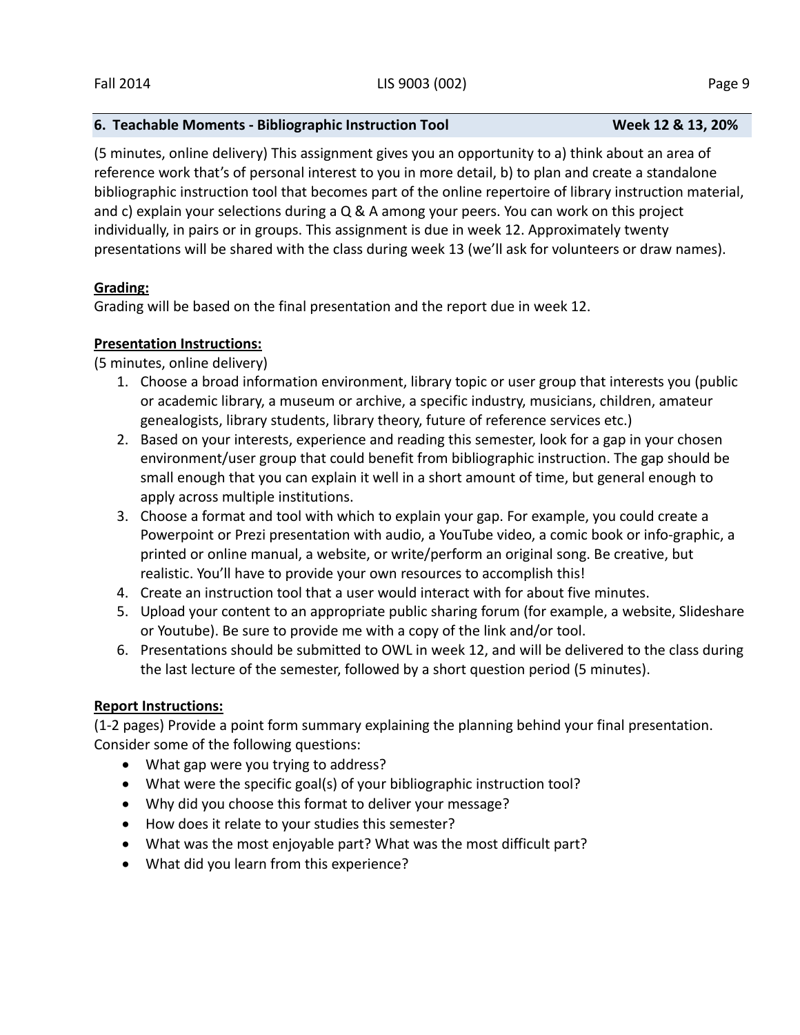## 6. Teachable Moments - Bibliographic Instruction Tool — Week 12 & 13, 20%

(5 minutes, online delivery) This assignment gives you an opportunity to a) think about an area of reference work that's of personal interest to you in more detail, b) to plan and create a standalone bibliographic instruction tool that becomes part of the online repertoire of library instruction material, and c) explain your selections during a Q & A among your peers. You can work on this project individually, in pairs or in groups. This assignment is due in week 12. Approximately twenty presentations will be shared with the class during week 13 (we'll ask for volunteers or draw names).

**Grading:**

Grading will be based on the final presentation and the report due in week 12.

**Presentation Instructions:**

(5 minutes, online delivery)

1. Choose a broad information environment, library topic or user group that interests you (public or academic library, a museum or archive, a specific industry, musicians, children, amateur genealogists, library students, library theory, future of reference services etc.)
2. Based on your interests, experience and reading this semester, look for a gap in your chosen environment/user group that could benefit from bibliographic instruction. The gap should be small enough that you can explain it well in a short amount of time, but general enough to apply across multiple institutions.
3. Choose a format and tool with which to explain your gap. For example, you could create a Powerpoint or Prezi presentation with audio, a YouTube video, a comic book or info-graphic, a printed or online manual, a website, or write/perform an original song. Be creative, but realistic. You'll have to provide your own resources to accomplish this!
4. Create an instruction tool that a user would interact with for about five minutes.
5. Upload your content to an appropriate public sharing forum (for example, a website, Slideshare or Youtube). Be sure to provide me with a copy of the link and/or tool.
6. Presentations should be submitted to OWL in week 12, and will be delivered to the class during the last lecture of the semester, followed by a short question period (5 minutes).

**Report Instructions:**

(1-2 pages) Provide a point form summary explaining the planning behind your final presentation. Consider some of the following questions:

- What gap were you trying to address?
- What were the specific goal(s) of your bibliographic instruction tool?
- Why did you choose this format to deliver your message?
- How does it relate to your studies this semester?
- What was the most enjoyable part? What was the most difficult part?
- What did you learn from this experience?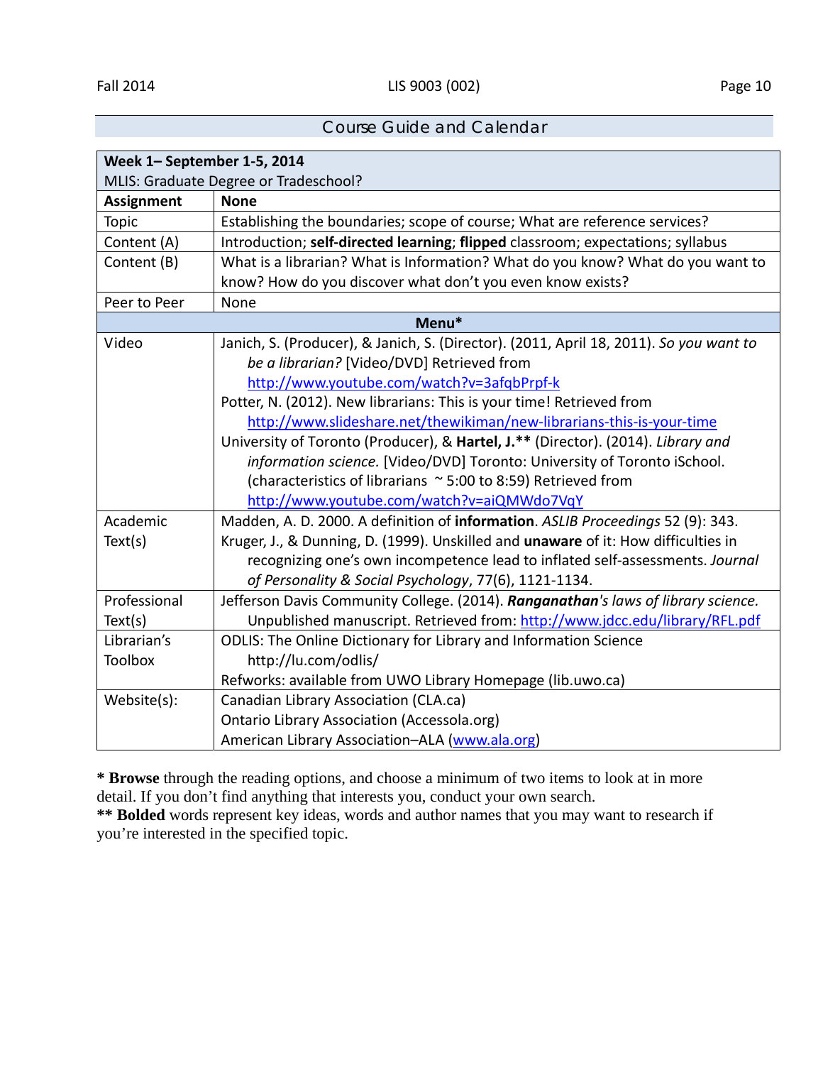## Course Guide and Calendar

| **Week 1– September 1-5, 2014**<br>MLIS: Graduate Degree or Tradeschool? | |
|---|---|
| **Assignment** | **None** |
| Topic | Establishing the boundaries; scope of course; What are reference services? |
| Content (A) | Introduction; **self-directed learning**; **flipped** classroom; expectations; syllabus |
| Content (B) | What is a librarian? What is Information? What do you know? What do you want to know? How do you discover what don't you even know exists? |
| Peer to Peer | None |
| **Menu*** | |
| Video | Janich, S. (Producer), & Janich, S. (Director). (2011, April 18, 2011). *So you want to be a librarian?* [Video/DVD] Retrieved from http://www.youtube.com/watch?v=3afqbPrpf-k<br>Potter, N. (2012). New librarians: This is your time! Retrieved from http://www.slideshare.net/thewikiman/new-librarians-this-is-your-time<br>University of Toronto (Producer), & **Hartel, J.**** (Director). (2014). *Library and information science.* [Video/DVD] Toronto: University of Toronto iSchool. (characteristics of librarians ~5:00 to 8:59) Retrieved from http://www.youtube.com/watch?v=aiQMWdo7VqY |
| Academic Text(s) | Madden, A. D. 2000. A definition of **information**. *ASLIB Proceedings* 52 (9): 343.<br>Kruger, J., & Dunning, D. (1999). Unskilled and **unaware** of it: How difficulties in recognizing one's own incompetence lead to inflated self-assessments. *Journal of Personality & Social Psychology*, 77(6), 1121-1134. |
| Professional Text(s) | Jefferson Davis Community College. (2014). ***Ranganathan****'s laws of library science.* Unpublished manuscript. Retrieved from: http://www.jdcc.edu/library/RFL.pdf |
| Librarian's Toolbox | ODLIS: The Online Dictionary for Library and Information Science http://lu.com/odlis/<br>Refworks: available from UWO Library Homepage (lib.uwo.ca) |
| Website(s): | Canadian Library Association (CLA.ca)<br>Ontario Library Association (Accessola.org)<br>American Library Association–ALA (www.ala.org) |

\* **Browse** through the reading options, and choose a minimum of two items to look at in more detail. If you don't find anything that interests you, conduct your own search.
\*\* **Bolded** words represent key ideas, words and author names that you may want to research if you're interested in the specified topic.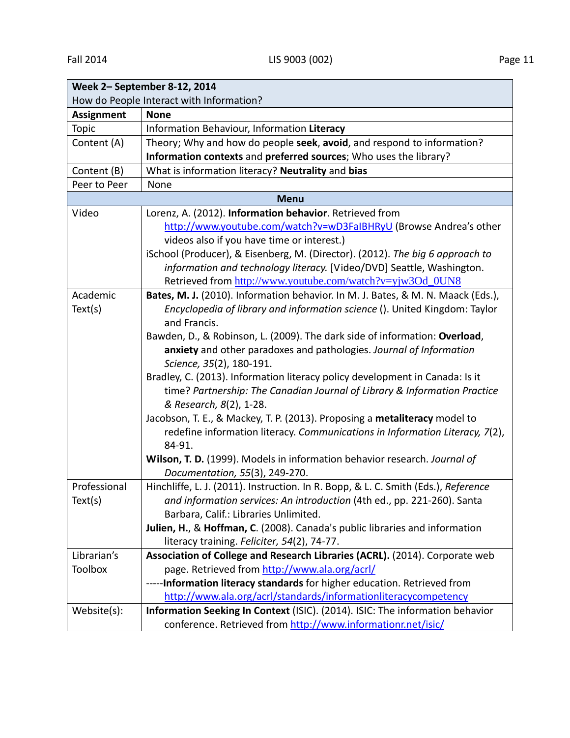| **Week 2– September 8-12, 2014**<br>How do People Interact with Information? | |
|---|---|
| **Assignment** | **None** |
| Topic | Information Behaviour, Information **Literacy** |
| Content (A) | Theory; Why and how do people **seek**, **avoid**, and respond to information?<br>**Information contexts** and **preferred sources**; Who uses the library? |
| Content (B) | What is information literacy? **Neutrality** and **bias** |
| Peer to Peer | None |
| **Menu** | |
| Video | Lorenz, A. (2012). **Information behavior**. Retrieved from http://www.youtube.com/watch?v=wD3FaIBHRyU (Browse Andrea's other videos also if you have time or interest.)<br>iSchool (Producer), & Eisenberg, M. (Director). (2012). *The big 6 approach to information and technology literacy.* [Video/DVD] Seattle, Washington. Retrieved from http://www.youtube.com/watch?v=yjw3Od_0UN8 |
| Academic Text(s) | **Bates, M. J.** (2010). Information behavior. In M. J. Bates, & M. N. Maack (Eds.), *Encyclopedia of library and information science* (). United Kingdom: Taylor and Francis.<br>Bawden, D., & Robinson, L. (2009). The dark side of information: **Overload**, **anxiety** and other paradoxes and pathologies. *Journal of Information Science, 35*(2), 180-191.<br>Bradley, C. (2013). Information literacy policy development in Canada: Is it time? *Partnership: The Canadian Journal of Library & Information Practice & Research, 8*(2), 1-28.<br>Jacobson, T. E., & Mackey, T. P. (2013). Proposing a **metaliteracy** model to redefine information literacy. *Communications in Information Literacy, 7*(2), 84-91.<br>**Wilson, T. D.** (1999). Models in information behavior research. *Journal of Documentation, 55*(3), 249-270. |
| Professional Text(s) | Hinchliffe, L. J. (2011). Instruction. In R. Bopp, & L. C. Smith (Eds.), *Reference and information services: An introduction* (4th ed., pp. 221-260). Santa Barbara, Calif.: Libraries Unlimited.<br>**Julien, H.**, & **Hoffman, C**. (2008). Canada's public libraries and information literacy training. *Feliciter, 54*(2), 74-77. |
| Librarian's Toolbox | **Association of College and Research Libraries (ACRL).** (2014). Corporate web page. Retrieved from http://www.ala.org/acrl/<br>-----**Information literacy standards** for higher education. Retrieved from http://www.ala.org/acrl/standards/informationliteracycompetency |
| Website(s): | **Information Seeking In Context** (ISIC). (2014). ISIC: The information behavior conference. Retrieved from http://www.informationr.net/isic/ |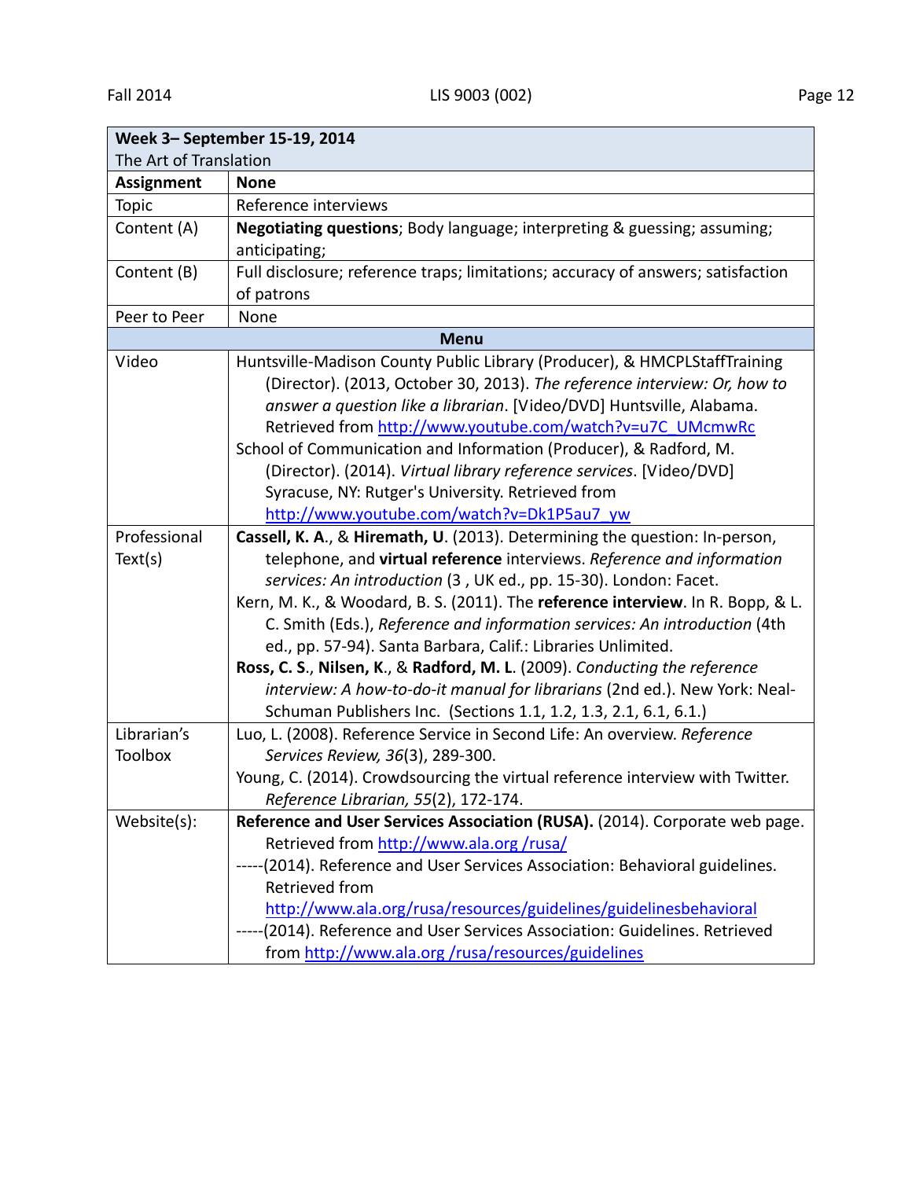| **Week 3– September 15-19, 2014**<br>The Art of Translation | |
|---|---|
| **Assignment** | **None** |
| Topic | Reference interviews |
| Content (A) | **Negotiating questions**; Body language; interpreting & guessing; assuming; anticipating; |
| Content (B) | Full disclosure; reference traps; limitations; accuracy of answers; satisfaction of patrons |
| Peer to Peer | None |
| **Menu** | |
| Video | Huntsville-Madison County Public Library (Producer), & HMCPLStaffTraining (Director). (2013, October 30, 2013). *The reference interview: Or, how to answer a question like a librarian*. [Video/DVD] Huntsville, Alabama. Retrieved from http://www.youtube.com/watch?v=u7C_UMcmwRc<br>School of Communication and Information (Producer), & Radford, M. (Director). (2014). *Virtual library reference services*. [Video/DVD] Syracuse, NY: Rutger's University. Retrieved from http://www.youtube.com/watch?v=Dk1P5au7_yw |
| Professional Text(s) | **Cassell, K. A.**, & **Hiremath, U**. (2013). Determining the question: In-person, telephone, and **virtual reference** interviews. *Reference and information services: An introduction* (3 , UK ed., pp. 15-30). London: Facet.<br>Kern, M. K., & Woodard, B. S. (2011). The **reference interview**. In R. Bopp, & L. C. Smith (Eds.), *Reference and information services: An introduction* (4th ed., pp. 57-94). Santa Barbara, Calif.: Libraries Unlimited.<br>**Ross, C. S.**, **Nilsen, K.**, & **Radford, M. L**. (2009). *Conducting the reference interview: A how-to-do-it manual for librarians* (2nd ed.). New York: Neal-Schuman Publishers Inc. (Sections 1.1, 1.2, 1.3, 2.1, 6.1, 6.1.) |
| Librarian's Toolbox | Luo, L. (2008). Reference Service in Second Life: An overview. *Reference Services Review, 36*(3), 289-300.<br>Young, C. (2014). Crowdsourcing the virtual reference interview with Twitter. *Reference Librarian, 55*(2), 172-174. |
| Website(s): | **Reference and User Services Association (RUSA).** (2014). Corporate web page. Retrieved from http://www.ala.org /rusa/<br>-----(2014). Reference and User Services Association: Behavioral guidelines. Retrieved from http://www.ala.org/rusa/resources/guidelines/guidelinesbehavioral<br>-----(2014). Reference and User Services Association: Guidelines. Retrieved from http://www.ala.org /rusa/resources/guidelines |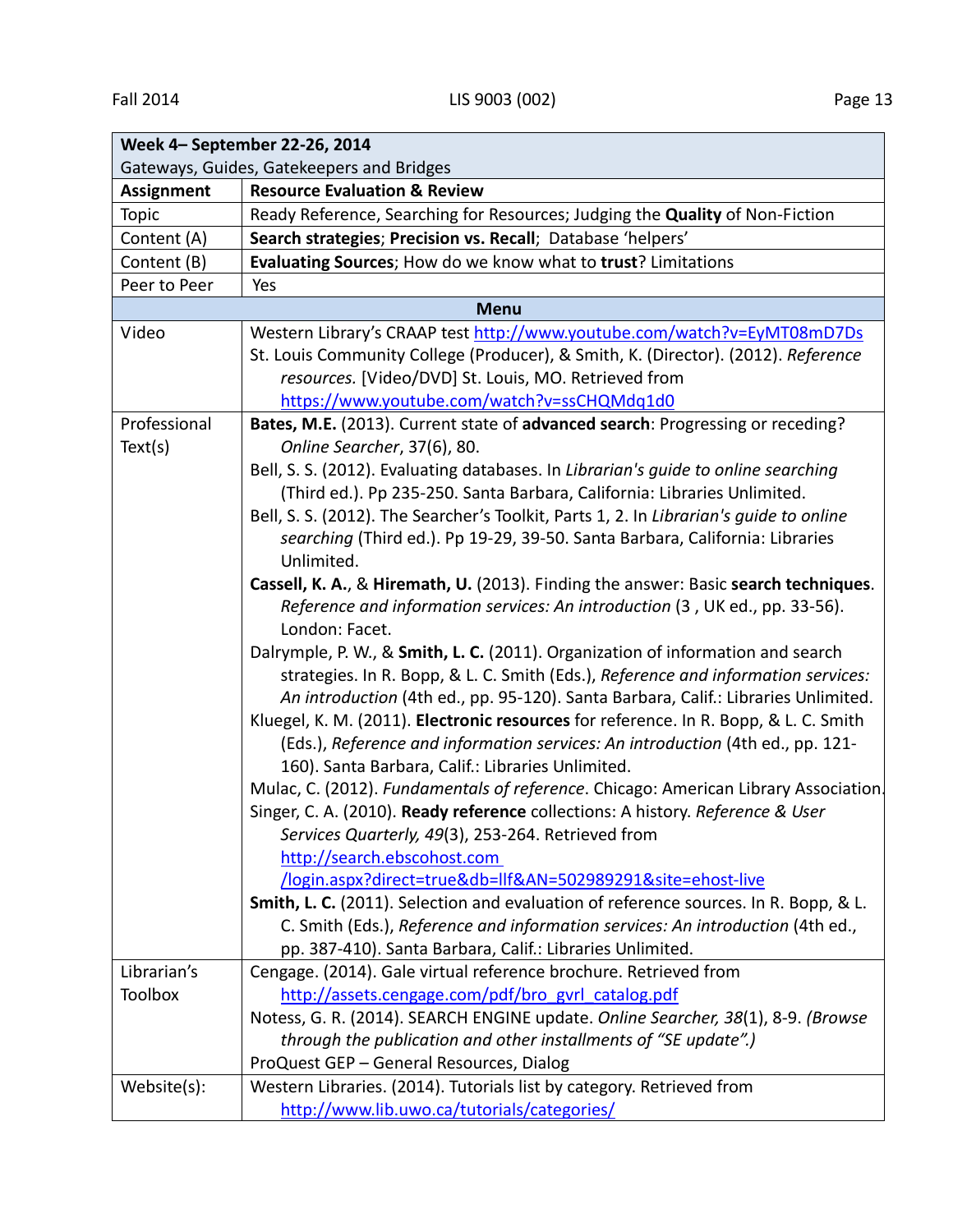| **Week 4– September 22-26, 2014**<br>Gateways, Guides, Gatekeepers and Bridges | |
|---|---|
| **Assignment** | **Resource Evaluation & Review** |
| Topic | Ready Reference, Searching for Resources; Judging the **Quality** of Non-Fiction |
| Content (A) | **Search strategies**; **Precision vs. Recall**; Database 'helpers' |
| Content (B) | **Evaluating Sources**; How do we know what to **trust**? Limitations |
| Peer to Peer | Yes |
| **Menu** | |
| Video | Western Library's CRAAP test http://www.youtube.com/watch?v=EyMT08mD7Ds<br>St. Louis Community College (Producer), & Smith, K. (Director). (2012). *Reference resources.* [Video/DVD] St. Louis, MO. Retrieved from https://www.youtube.com/watch?v=ssCHQMdq1d0 |
| Professional Text(s) | **Bates, M.E.** (2013). Current state of **advanced search**: Progressing or receding? *Online Searcher*, 37(6), 80.<br>Bell, S. S. (2012). Evaluating databases. In *Librarian's guide to online searching* (Third ed.). Pp 235-250. Santa Barbara, California: Libraries Unlimited.<br>Bell, S. S. (2012). The Searcher's Toolkit, Parts 1, 2. In *Librarian's guide to online searching* (Third ed.). Pp 19-29, 39-50. Santa Barbara, California: Libraries Unlimited.<br>**Cassell, K. A.**, & **Hiremath, U.** (2013). Finding the answer: Basic **search techniques**. *Reference and information services: An introduction* (3 , UK ed., pp. 33-56). London: Facet.<br>Dalrymple, P. W., & **Smith, L. C.** (2011). Organization of information and search strategies. In R. Bopp, & L. C. Smith (Eds.), *Reference and information services: An introduction* (4th ed., pp. 95-120). Santa Barbara, Calif.: Libraries Unlimited.<br>Kluegel, K. M. (2011). **Electronic resources** for reference. In R. Bopp, & L. C. Smith (Eds.), *Reference and information services: An introduction* (4th ed., pp. 121-160). Santa Barbara, Calif.: Libraries Unlimited.<br>Mulac, C. (2012). *Fundamentals of reference*. Chicago: American Library Association.<br>Singer, C. A. (2010). **Ready reference** collections: A history. *Reference & User Services Quarterly, 49*(3), 253-264. Retrieved from http://search.ebscohost.com /login.aspx?direct=true&db=llf&AN=502989291&site=ehost-live<br>**Smith, L. C.** (2011). Selection and evaluation of reference sources. In R. Bopp, & L. C. Smith (Eds.), *Reference and information services: An introduction* (4th ed., pp. 387-410). Santa Barbara, Calif.: Libraries Unlimited. |
| Librarian's Toolbox | Cengage. (2014). Gale virtual reference brochure. Retrieved from http://assets.cengage.com/pdf/bro_gvrl_catalog.pdf<br>Notess, G. R. (2014). SEARCH ENGINE update. *Online Searcher, 38*(1), 8-9. *(Browse through the publication and other installments of "SE update".)*<br>ProQuest GEP – General Resources, Dialog |
| Website(s): | Western Libraries. (2014). Tutorials list by category. Retrieved from http://www.lib.uwo.ca/tutorials/categories/ |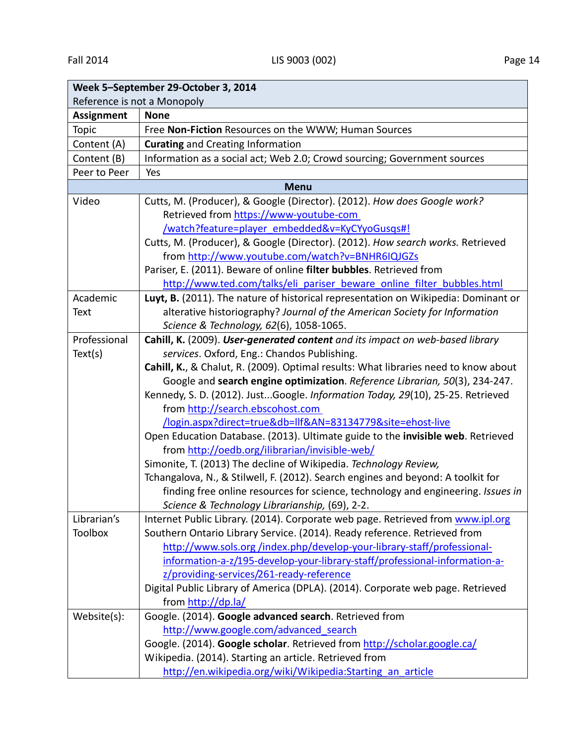| **Week 5–September 29-October 3, 2014**<br>Reference is not a Monopoly | |
|---|---|
| **Assignment** | **None** |
| Topic | Free **Non-Fiction** Resources on the WWW; Human Sources |
| Content (A) | **Curating** and Creating Information |
| Content (B) | Information as a social act; Web 2.0; Crowd sourcing; Government sources |
| Peer to Peer | Yes |
| **Menu** | |
| Video | Cutts, M. (Producer), & Google (Director). (2012). *How does Google work?* Retrieved from https://www-youtube-com /watch?feature=player_embedded&v=KyCYyoGusqs#!<br>Cutts, M. (Producer), & Google (Director). (2012). *How search works.* Retrieved from http://www.youtube.com/watch?v=BNHR6IQJGZs<br>Pariser, E. (2011). Beware of online **filter bubbles**. Retrieved from http://www.ted.com/talks/eli_pariser_beware_online_filter_bubbles.html |
| Academic Text | **Luyt, B.** (2011). The nature of historical representation on Wikipedia: Dominant or alterative historiography? *Journal of the American Society for Information Science & Technology, 62*(6), 1058-1065. |
| Professional Text(s) | **Cahill, K.** (2009). ***User-generated content** and its impact on web-based library services*. Oxford, Eng.: Chandos Publishing.<br>**Cahill, K.**, & Chalut, R. (2009). Optimal results: What libraries need to know about Google and **search engine optimization**. *Reference Librarian, 50*(3), 234-247.<br>Kennedy, S. D. (2012). Just...Google. *Information Today, 29*(10), 25-25. Retrieved from http://search.ebscohost.com /login.aspx?direct=true&db=llf&AN=83134779&site=ehost-live<br>Open Education Database. (2013). Ultimate guide to the **invisible web**. Retrieved from http://oedb.org/ilibrarian/invisible-web/<br>Simonite, T. (2013) The decline of Wikipedia. *Technology Review,*<br>Tchangalova, N., & Stilwell, F. (2012). Search engines and beyond: A toolkit for finding free online resources for science, technology and engineering. *Issues in Science & Technology Librarianship,* (69), 2-2. |
| Librarian's Toolbox | Internet Public Library. (2014). Corporate web page. Retrieved from www.ipl.org<br>Southern Ontario Library Service. (2014). Ready reference. Retrieved from http://www.sols.org /index.php/develop-your-library-staff/professional-information-a-z/195-develop-your-library-staff/professional-information-a-z/providing-services/261-ready-reference<br>Digital Public Library of America (DPLA). (2014). Corporate web page. Retrieved from http://dp.la/ |
| Website(s): | Google. (2014). **Google advanced search**. Retrieved from http://www.google.com/advanced_search<br>Google. (2014). **Google scholar**. Retrieved from http://scholar.google.ca/<br>Wikipedia. (2014). Starting an article. Retrieved from http://en.wikipedia.org/wiki/Wikipedia:Starting_an_article |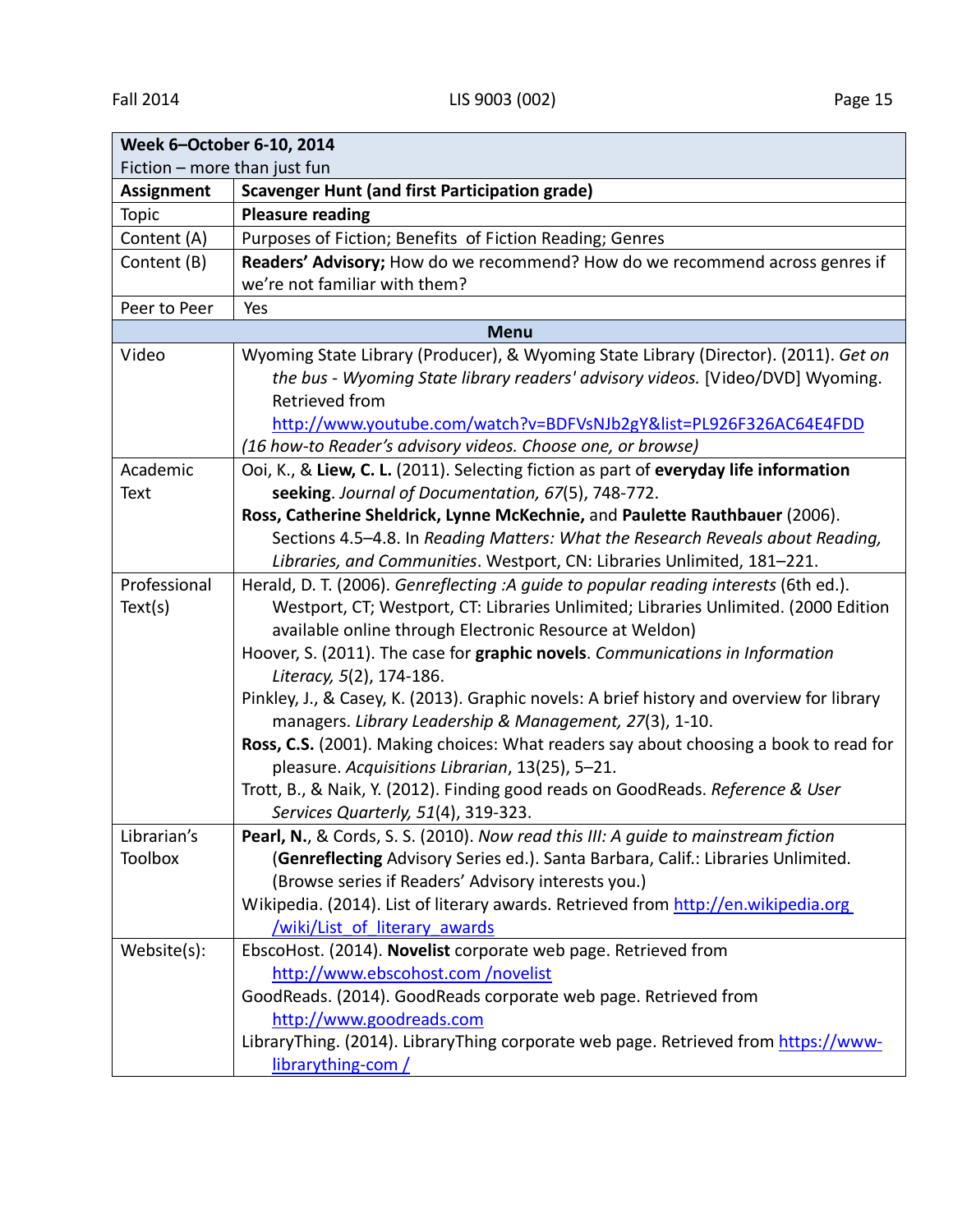| **Week 6–October 6-10, 2014**<br>Fiction – more than just fun | |
|---|---|
| **Assignment** | **Scavenger Hunt (and first Participation grade)** |
| Topic | **Pleasure reading** |
| Content (A) | Purposes of Fiction; Benefits of Fiction Reading; Genres |
| Content (B) | **Readers' Advisory;** How do we recommend? How do we recommend across genres if we're not familiar with them? |
| Peer to Peer | Yes |
| **Menu** | |
| Video | Wyoming State Library (Producer), & Wyoming State Library (Director). (2011). *Get on the bus - Wyoming State library readers' advisory videos.* [Video/DVD] Wyoming. Retrieved from http://www.youtube.com/watch?v=BDFVsNJb2gY&list=PL926F326AC64E4FDD<br>*(16 how-to Reader's advisory videos. Choose one, or browse)* |
| Academic Text | Ooi, K., & **Liew, C. L.** (2011). Selecting fiction as part of **everyday life information seeking**. *Journal of Documentation, 67*(5), 748-772.<br>**Ross, Catherine Sheldrick, Lynne McKechnie,** and **Paulette Rauthbauer** (2006). Sections 4.5–4.8. In *Reading Matters: What the Research Reveals about Reading, Libraries, and Communities*. Westport, CN: Libraries Unlimited, 181–221. |
| Professional Text(s) | Herald, D. T. (2006). *Genreflecting :A guide to popular reading interests* (6th ed.). Westport, CT; Westport, CT: Libraries Unlimited; Libraries Unlimited. (2000 Edition available online through Electronic Resource at Weldon)<br>Hoover, S. (2011). The case for **graphic novels**. *Communications in Information Literacy, 5*(2), 174-186.<br>Pinkley, J., & Casey, K. (2013). Graphic novels: A brief history and overview for library managers. *Library Leadership & Management, 27*(3), 1-10.<br>**Ross, C.S.** (2001). Making choices: What readers say about choosing a book to read for pleasure. *Acquisitions Librarian*, 13(25), 5–21.<br>Trott, B., & Naik, Y. (2012). Finding good reads on GoodReads. *Reference & User Services Quarterly, 51*(4), 319-323. |
| Librarian's Toolbox | **Pearl, N.**, & Cords, S. S. (2010). *Now read this III: A guide to mainstream fiction* (**Genreflecting** Advisory Series ed.). Santa Barbara, Calif.: Libraries Unlimited. (Browse series if Readers' Advisory interests you.)<br>Wikipedia. (2014). List of literary awards. Retrieved from http://en.wikipedia.org /wiki/List_of_literary_awards |
| Website(s): | EbscoHost. (2014). **Novelist** corporate web page. Retrieved from http://www.ebscohost.com /novelist<br>GoodReads. (2014). GoodReads corporate web page. Retrieved from http://www.goodreads.com<br>LibraryThing. (2014). LibraryThing corporate web page. Retrieved from https://www-librarything-com / |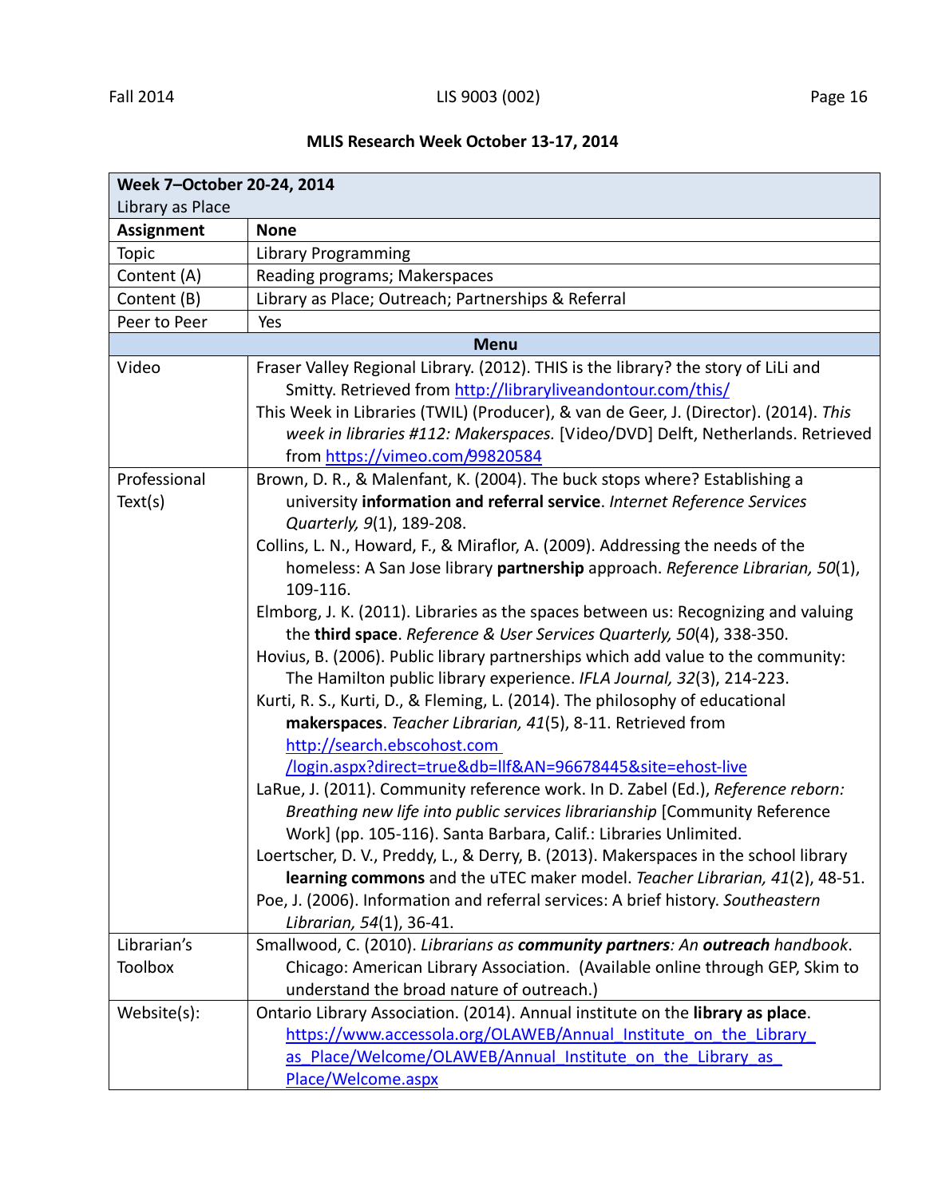**MLIS Research Week October 13-17, 2014**

| **Week 7–October 20-24, 2014**<br>Library as Place | |
|---|---|
| **Assignment** | **None** |
| Topic | Library Programming |
| Content (A) | Reading programs; Makerspaces |
| Content (B) | Library as Place; Outreach; Partnerships & Referral |
| Peer to Peer | Yes |
| **Menu** | |
| Video | Fraser Valley Regional Library. (2012). THIS is the library? the story of LiLi and Smitty. Retrieved from http://libraryliveandontour.com/this/<br>This Week in Libraries (TWIL) (Producer), & van de Geer, J. (Director). (2014). *This week in libraries #112: Makerspaces.* [Video/DVD] Delft, Netherlands. Retrieved from https://vimeo.com/99820584 |
| Professional Text(s) | Brown, D. R., & Malenfant, K. (2004). The buck stops where? Establishing a university **information and referral service**. *Internet Reference Services Quarterly, 9*(1), 189-208.<br>Collins, L. N., Howard, F., & Miraflor, A. (2009). Addressing the needs of the homeless: A San Jose library **partnership** approach. *Reference Librarian, 50*(1), 109-116.<br>Elmborg, J. K. (2011). Libraries as the spaces between us: Recognizing and valuing the **third space**. *Reference & User Services Quarterly, 50*(4), 338-350.<br>Hovius, B. (2006). Public library partnerships which add value to the community: The Hamilton public library experience. *IFLA Journal, 32*(3), 214-223.<br>Kurti, R. S., Kurti, D., & Fleming, L. (2014). The philosophy of educational **makerspaces**. *Teacher Librarian, 41*(5), 8-11. Retrieved from http://search.ebscohost.com/login.aspx?direct=true&db=llf&AN=96678445&site=ehost-live<br>LaRue, J. (2011). Community reference work. In D. Zabel (Ed.), *Reference reborn: Breathing new life into public services librarianship* [Community Reference Work] (pp. 105-116). Santa Barbara, Calif.: Libraries Unlimited.<br>Loertscher, D. V., Preddy, L., & Derry, B. (2013). Makerspaces in the school library **learning commons** and the uTEC maker model. *Teacher Librarian, 41*(2), 48-51.<br>Poe, J. (2006). Information and referral services: A brief history. *Southeastern Librarian, 54*(1), 36-41. |
| Librarian's Toolbox | Smallwood, C. (2010). *Librarians as* ***community partners****: An* ***outreach*** *handbook*. Chicago: American Library Association. (Available online through GEP, Skim to understand the broad nature of outreach.) |
| Website(s): | Ontario Library Association. (2014). Annual institute on the **library as place**. https://www.accessola.org/OLAWEB/Annual_Institute_on_the_Library_as_Place/Welcome/OLAWEB/Annual_Institute_on_the_Library_as_Place/Welcome.aspx |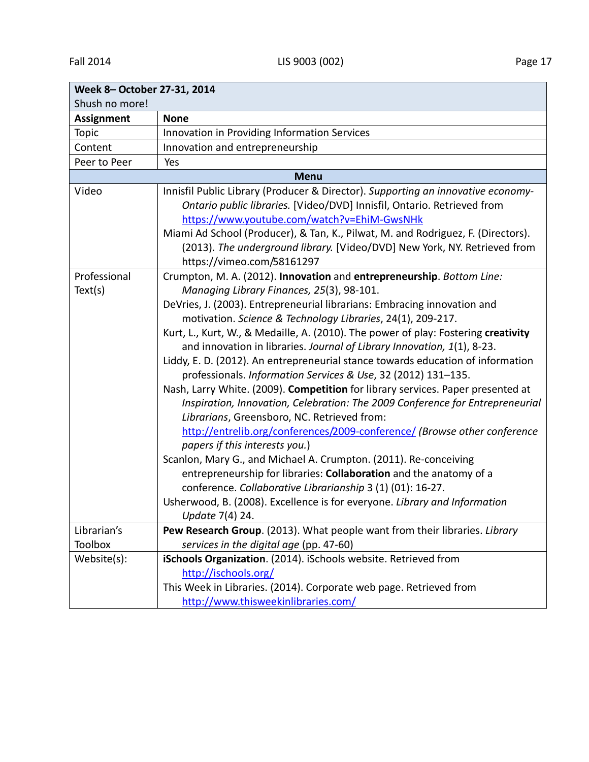| **Week 8– October 27-31, 2014**<br>Shush no more! | |
|---|---|
| **Assignment** | **None** |
| Topic | Innovation in Providing Information Services |
| Content | Innovation and entrepreneurship |
| Peer to Peer | Yes |
| **Menu** | |
| Video | Innisfil Public Library (Producer & Director). *Supporting an innovative economy-Ontario public libraries.* [Video/DVD] Innisfil, Ontario. Retrieved from https://www.youtube.com/watch?v=EhiM-GwsNHk<br>Miami Ad School (Producer), & Tan, K., Pilwat, M. and Rodriguez, F. (Directors). (2013). *The underground library.* [Video/DVD] New York, NY. Retrieved from https://vimeo.com/58161297 |
| Professional Text(s) | Crumpton, M. A. (2012). **Innovation** and **entrepreneurship**. *Bottom Line: Managing Library Finances, 25*(3), 98-101.<br>DeVries, J. (2003). Entrepreneurial librarians: Embracing innovation and motivation. *Science & Technology Libraries*, 24(1), 209-217.<br>Kurt, L., Kurt, W., & Medaille, A. (2010). The power of play: Fostering **creativity** and innovation in libraries. *Journal of Library Innovation, 1*(1), 8-23.<br>Liddy, E. D. (2012). An entrepreneurial stance towards education of information professionals. *Information Services & Use*, 32 (2012) 131–135.<br>Nash, Larry White. (2009). **Competition** for library services. Paper presented at *Inspiration, Innovation, Celebration: The 2009 Conference for Entrepreneurial Librarians*, Greensboro, NC. Retrieved from: http://entrelib.org/conferences/2009-conference/ *(Browse other conference papers if this interests you.*)<br>Scanlon, Mary G., and Michael A. Crumpton. (2011). Re-conceiving entrepreneurship for libraries: **Collaboration** and the anatomy of a conference. *Collaborative Librarianship* 3 (1) (01): 16-27.<br>Usherwood, B. (2008). Excellence is for everyone. *Library and Information Update* 7(4) 24. |
| Librarian's Toolbox | **Pew Research Group**. (2013). What people want from their libraries. *Library services in the digital age* (pp. 47-60) |
| Website(s): | **iSchools Organization**. (2014). iSchools website. Retrieved from http://ischools.org/<br>This Week in Libraries. (2014). Corporate web page. Retrieved from http://www.thisweekinlibraries.com/ |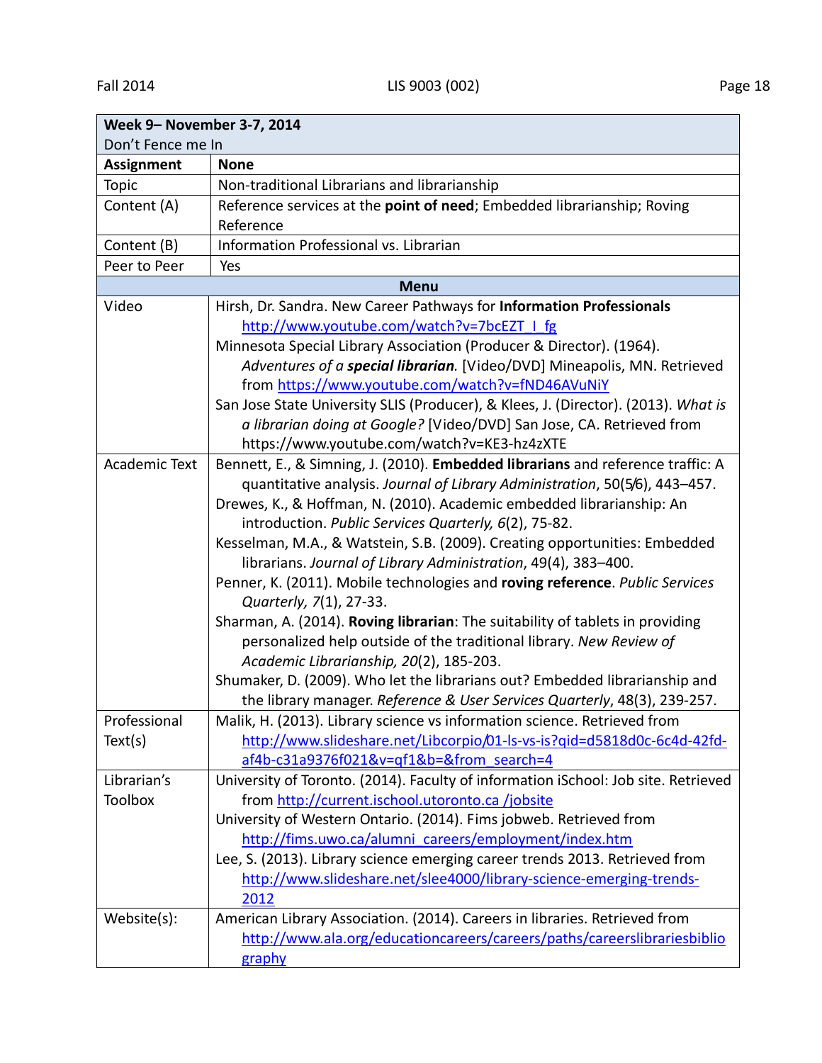| **Week 9– November 3-7, 2014**<br>Don't Fence me In | |
|---|---|
| **Assignment** | **None** |
| Topic | Non-traditional Librarians and librarianship |
| Content (A) | Reference services at the **point of need**; Embedded librarianship; Roving Reference |
| Content (B) | Information Professional vs. Librarian |
| Peer to Peer | Yes |
| **Menu** | |
| Video | Hirsh, Dr. Sandra. New Career Pathways for **Information Professionals** http://www.youtube.com/watch?v=7bcEZT_I_fg<br>Minnesota Special Library Association (Producer & Director). (1964). *Adventures of a **special librarian**.* [Video/DVD] Mineapolis, MN. Retrieved from https://www.youtube.com/watch?v=fND46AVuNiY<br>San Jose State University SLIS (Producer), & Klees, J. (Director). (2013). *What is a librarian doing at Google?* [Video/DVD] San Jose, CA. Retrieved from https://www.youtube.com/watch?v=KE3-hz4zXTE |
| Academic Text | Bennett, E., & Simning, J. (2010). **Embedded librarians** and reference traffic: A quantitative analysis. *Journal of Library Administration*, 50(5/6), 443–457.<br>Drewes, K., & Hoffman, N. (2010). Academic embedded librarianship: An introduction. *Public Services Quarterly, 6*(2), 75-82.<br>Kesselman, M.A., & Watstein, S.B. (2009). Creating opportunities: Embedded librarians. *Journal of Library Administration*, 49(4), 383–400.<br>Penner, K. (2011). Mobile technologies and **roving reference**. *Public Services Quarterly, 7*(1), 27-33.<br>Sharman, A. (2014). **Roving librarian**: The suitability of tablets in providing personalized help outside of the traditional library. *New Review of Academic Librarianship, 20*(2), 185-203.<br>Shumaker, D. (2009). Who let the librarians out? Embedded librarianship and the library manager. *Reference & User Services Quarterly*, 48(3), 239-257. |
| Professional Text(s) | Malik, H. (2013). Library science vs information science. Retrieved from http://www.slideshare.net/Libcorpio/01-ls-vs-is?qid=d5818d0c-6c4d-42fd-af4b-c31a9376f021&v=qf1&b=&from_search=4 |
| Librarian's Toolbox | University of Toronto. (2014). Faculty of information iSchool: Job site. Retrieved from http://current.ischool.utoronto.ca /jobsite<br>University of Western Ontario. (2014). Fims jobweb. Retrieved from http://fims.uwo.ca/alumni_careers/employment/index.htm<br>Lee, S. (2013). Library science emerging career trends 2013. Retrieved from http://www.slideshare.net/slee4000/library-science-emerging-trends-2012 |
| Website(s): | American Library Association. (2014). Careers in libraries. Retrieved from http://www.ala.org/educationcareers/careers/paths/careerslibrariesbibliography |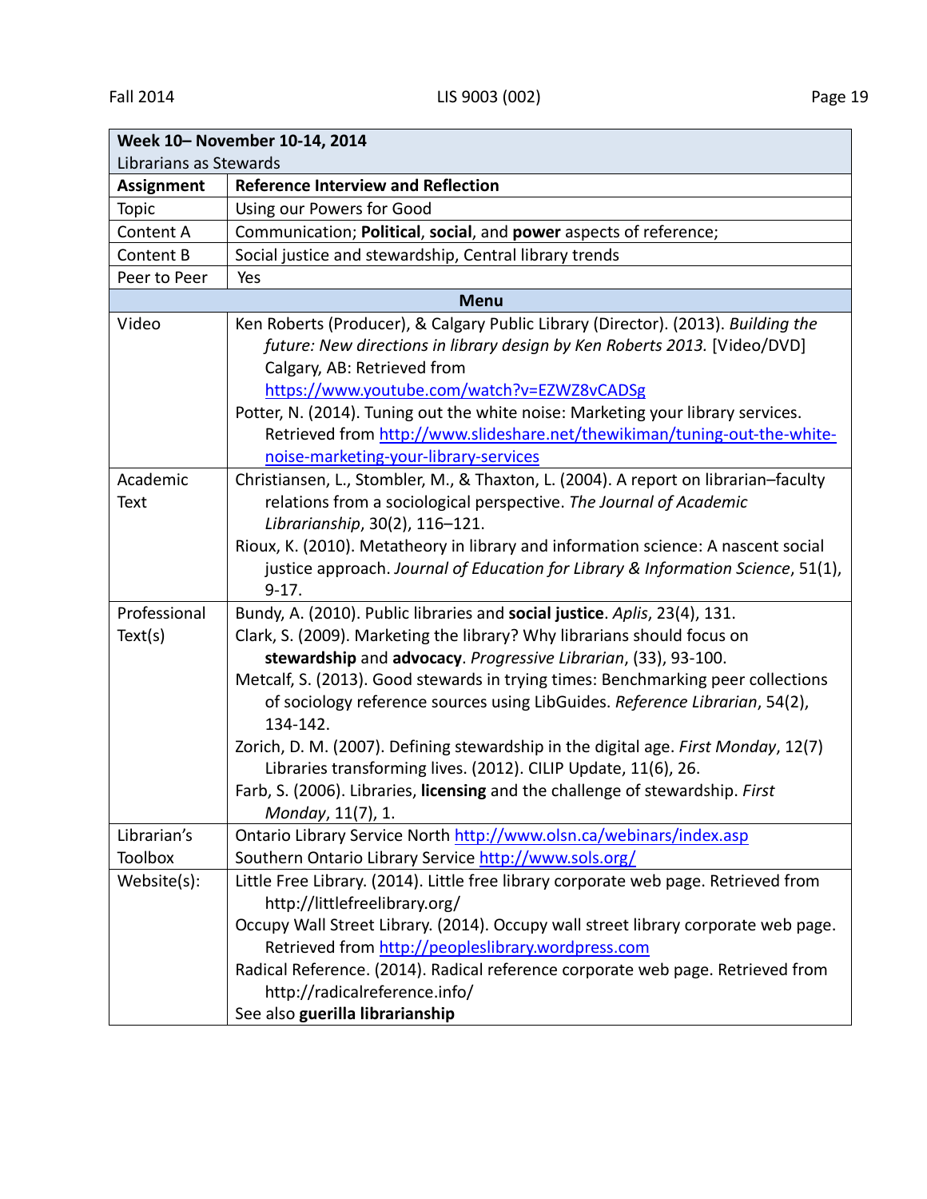| **Week 10– November 10-14, 2014**<br>Librarians as Stewards | |
|---|---|
| **Assignment** | **Reference Interview and Reflection** |
| Topic | Using our Powers for Good |
| Content A | Communication; **Political**, **social**, and **power** aspects of reference; |
| Content B | Social justice and stewardship, Central library trends |
| Peer to Peer | Yes |
| **Menu** | |
| Video | Ken Roberts (Producer), & Calgary Public Library (Director). (2013). *Building the future: New directions in library design by Ken Roberts 2013.* [Video/DVD] Calgary, AB: Retrieved from https://www.youtube.com/watch?v=EZWZ8vCADSg<br>Potter, N. (2014). Tuning out the white noise: Marketing your library services. Retrieved from http://www.slideshare.net/thewikiman/tuning-out-the-white-noise-marketing-your-library-services |
| Academic Text | Christiansen, L., Stombler, M., & Thaxton, L. (2004). A report on librarian–faculty relations from a sociological perspective. *The Journal of Academic Librarianship*, 30(2), 116–121.<br>Rioux, K. (2010). Metatheory in library and information science: A nascent social justice approach. *Journal of Education for Library & Information Science*, 51(1), 9-17. |
| Professional Text(s) | Bundy, A. (2010). Public libraries and **social justice**. *Aplis*, 23(4), 131.<br>Clark, S. (2009). Marketing the library? Why librarians should focus on **stewardship** and **advocacy**. *Progressive Librarian*, (33), 93-100.<br>Metcalf, S. (2013). Good stewards in trying times: Benchmarking peer collections of sociology reference sources using LibGuides. *Reference Librarian*, 54(2), 134-142.<br>Zorich, D. M. (2007). Defining stewardship in the digital age. *First Monday*, 12(7) Libraries transforming lives. (2012). CILIP Update, 11(6), 26.<br>Farb, S. (2006). Libraries, **licensing** and the challenge of stewardship. *First Monday*, 11(7), 1. |
| Librarian's Toolbox | Ontario Library Service North http://www.olsn.ca/webinars/index.asp<br>Southern Ontario Library Service http://www.sols.org/ |
| Website(s): | Little Free Library. (2014). Little free library corporate web page. Retrieved from http://littlefreelibrary.org/<br>Occupy Wall Street Library. (2014). Occupy wall street library corporate web page. Retrieved from http://peopleslibrary.wordpress.com<br>Radical Reference. (2014). Radical reference corporate web page. Retrieved from http://radicalreference.info/<br>See also **guerilla librarianship** |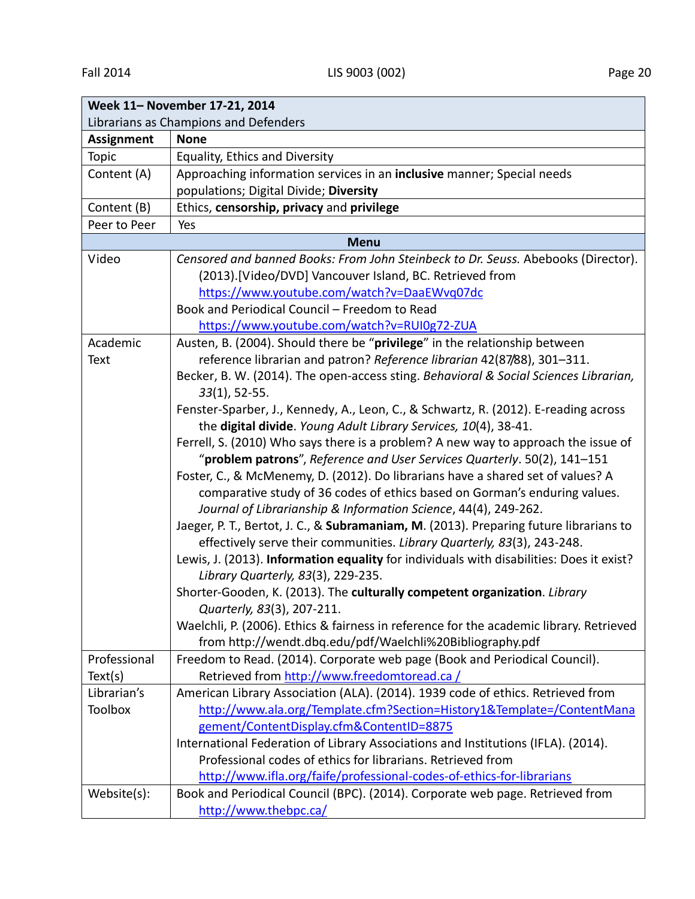| **Week 11– November 17-21, 2014**<br>Librarians as Champions and Defenders | |
|---|---|
| **Assignment** | **None** |
| Topic | Equality, Ethics and Diversity |
| Content (A) | Approaching information services in an **inclusive** manner; Special needs populations; Digital Divide; **Diversity** |
| Content (B) | Ethics, **censorship, privacy** and **privilege** |
| Peer to Peer | Yes |
| **Menu** | |
| Video | *Censored and banned Books: From John Steinbeck to Dr. Seuss.* Abebooks (Director). (2013).[Video/DVD] Vancouver Island, BC. Retrieved from https://www.youtube.com/watch?v=DaaEWvq07dc<br>Book and Periodical Council – Freedom to Read https://www.youtube.com/watch?v=RUI0g72-ZUA |
| Academic Text | Austen, B. (2004). Should there be "**privilege**" in the relationship between reference librarian and patron? *Reference librarian* 42(87/88), 301–311.<br>Becker, B. W. (2014). The open-access sting. *Behavioral & Social Sciences Librarian, 33*(1), 52-55.<br>Fenster-Sparber, J., Kennedy, A., Leon, C., & Schwartz, R. (2012). E-reading across the **digital divide**. *Young Adult Library Services, 10*(4), 38-41.<br>Ferrell, S. (2010) Who says there is a problem? A new way to approach the issue of "**problem patrons**", *Reference and User Services Quarterly*. 50(2), 141–151<br>Foster, C., & McMenemy, D. (2012). Do librarians have a shared set of values? A comparative study of 36 codes of ethics based on Gorman's enduring values. *Journal of Librarianship & Information Science*, 44(4), 249-262.<br>Jaeger, P. T., Bertot, J. C., & **Subramaniam, M**. (2013). Preparing future librarians to effectively serve their communities. *Library Quarterly, 83*(3), 243-248.<br>Lewis, J. (2013). **Information equality** for individuals with disabilities: Does it exist? *Library Quarterly, 83*(3), 229-235.<br>Shorter-Gooden, K. (2013). The **culturally competent organization**. *Library Quarterly, 83*(3), 207-211.<br>Waelchli, P. (2006). Ethics & fairness in reference for the academic library. Retrieved from http://wendt.dbq.edu/pdf/Waelchli%20Bibliography.pdf |
| Professional Text(s) | Freedom to Read. (2014). Corporate web page (Book and Periodical Council). Retrieved from http://www.freedomtoread.ca / |
| Librarian's Toolbox | American Library Association (ALA). (2014). 1939 code of ethics. Retrieved from http://www.ala.org/Template.cfm?Section=History1&Template=/ContentManagement/ContentDisplay.cfm&ContentID=8875<br>International Federation of Library Associations and Institutions (IFLA). (2014). Professional codes of ethics for librarians. Retrieved from http://www.ifla.org/faife/professional-codes-of-ethics-for-librarians |
| Website(s): | Book and Periodical Council (BPC). (2014). Corporate web page. Retrieved from http://www.thebpc.ca/ |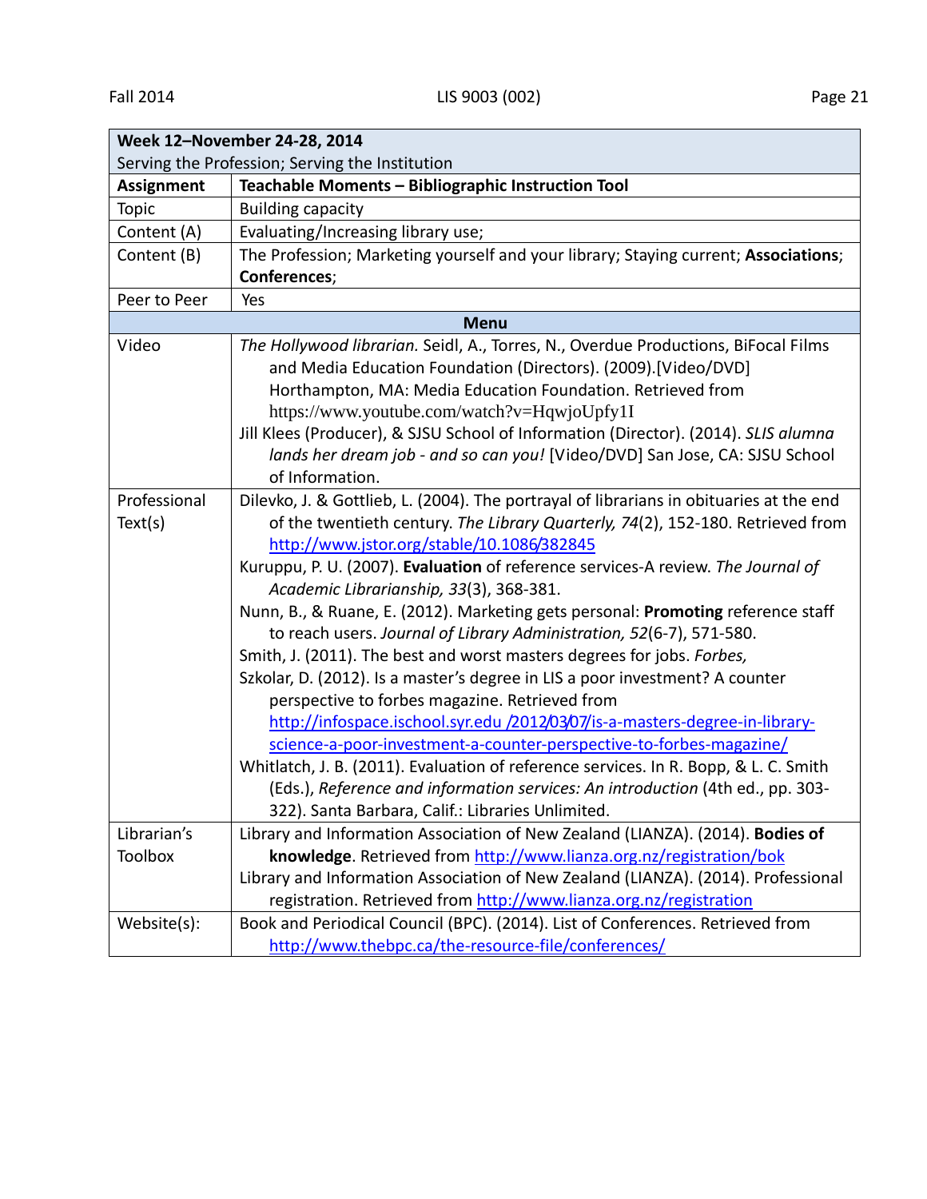| **Week 12–November 24-28, 2014**<br>Serving the Profession; Serving the Institution | |
|---|---|
| **Assignment** | **Teachable Moments – Bibliographic Instruction Tool** |
| Topic | Building capacity |
| Content (A) | Evaluating/Increasing library use; |
| Content (B) | The Profession; Marketing yourself and your library; Staying current; **Associations**; **Conferences**; |
| Peer to Peer | Yes |
| **Menu** | |
| Video | *The Hollywood librarian.* Seidl, A., Torres, N., Overdue Productions, BiFocal Films and Media Education Foundation (Directors). (2009).[Video/DVD] Horthampton, MA: Media Education Foundation. Retrieved from https://www.youtube.com/watch?v=HqwjoUpfy1I<br>Jill Klees (Producer), & SJSU School of Information (Director). (2014). *SLIS alumna lands her dream job - and so can you!* [Video/DVD] San Jose, CA: SJSU School of Information. |
| Professional Text(s) | Dilevko, J. & Gottlieb, L. (2004). The portrayal of librarians in obituaries at the end of the twentieth century. *The Library Quarterly, 74*(2), 152-180. Retrieved from http://www.jstor.org/stable/10.1086/382845<br>Kuruppu, P. U. (2007). **Evaluation** of reference services-A review. *The Journal of Academic Librarianship, 33*(3), 368-381.<br>Nunn, B., & Ruane, E. (2012). Marketing gets personal: **Promoting** reference staff to reach users. *Journal of Library Administration, 52*(6-7), 571-580.<br>Smith, J. (2011). The best and worst masters degrees for jobs. *Forbes,*<br>Szkolar, D. (2012). Is a master's degree in LIS a poor investment? A counter perspective to forbes magazine. Retrieved from http://infospace.ischool.syr.edu /2012/03/07/is-a-masters-degree-in-library-science-a-poor-investment-a-counter-perspective-to-forbes-magazine/<br>Whitlatch, J. B. (2011). Evaluation of reference services. In R. Bopp, & L. C. Smith (Eds.), *Reference and information services: An introduction* (4th ed., pp. 303-322). Santa Barbara, Calif.: Libraries Unlimited. |
| Librarian's Toolbox | Library and Information Association of New Zealand (LIANZA). (2014). **Bodies of knowledge**. Retrieved from http://www.lianza.org.nz/registration/bok<br>Library and Information Association of New Zealand (LIANZA). (2014). Professional registration. Retrieved from http://www.lianza.org.nz/registration |
| Website(s): | Book and Periodical Council (BPC). (2014). List of Conferences. Retrieved from http://www.thebpc.ca/the-resource-file/conferences/ |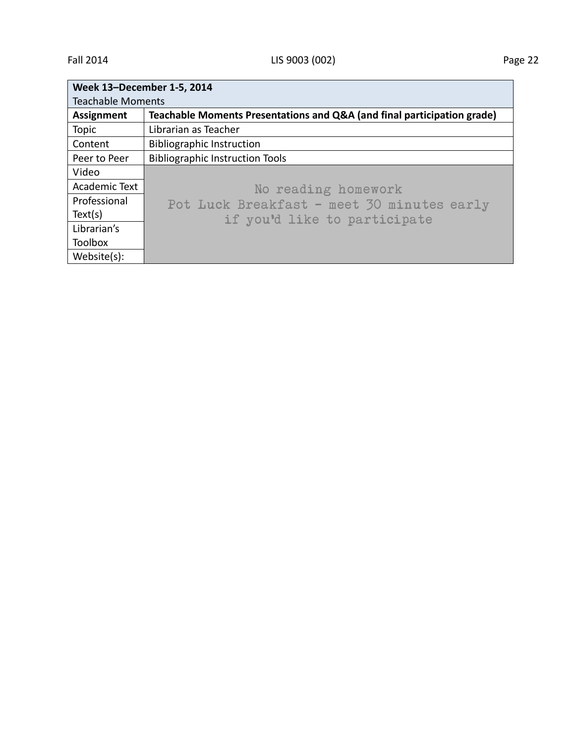| Week 13–December 1-5, 2014 Teachable Moments | |
|---|---|
| **Assignment** | **Teachable Moments Presentations and Q&A (and final participation grade)** |
| Topic | Librarian as Teacher |
| Content | Bibliographic Instruction |
| Peer to Peer | Bibliographic Instruction Tools |
| Video | No reading homework Pot Luck Breakfast - meet 30 minutes early if you'd like to participate |
| Academic Text | |
| Professional Text(s) | |
| Librarian's Toolbox | |
| Website(s): | |